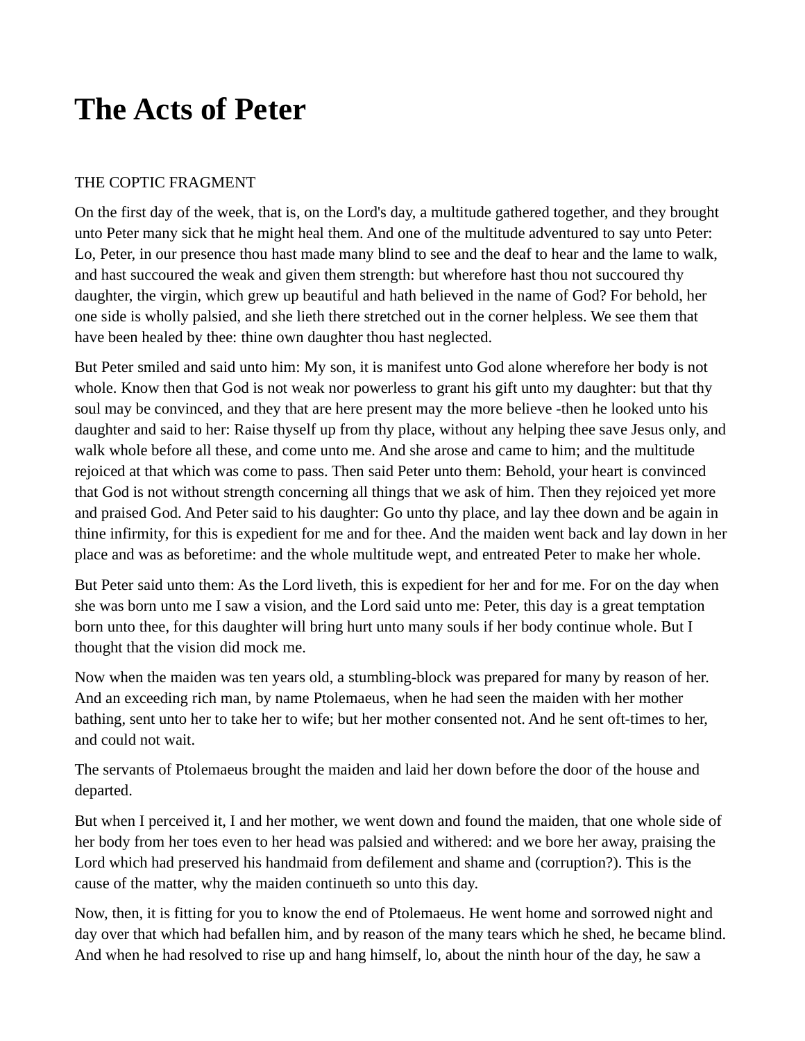# The Acts of Peter

THE COPTIC FRAGMENT

On the first day of the week, that is, on the Lord's day, a multitude gathered together, and they brought unto Peter many sick that he might heal them. And one of the multitude adventured to say unto Peter: Lo, Peter, in our presence thou hast made many blind to see and the deaf to hear and the lame to walk, and hast succoured the weak and given them strength: but wherefore hast thou not succoured thy daughter, the virgin, which grew up beautiful and hath believed in the name of God? For behold, her one side is wholly palsied, and she lieth there stretched out in the corner helpless. We see them that have been healed by thee: thine own daughter thou hast neglected.

But Peter smiled and said unto him: My son, it is manifest unto God alone wherefore her body is not whole. Know then that God is not weak nor powerless to grant his gift unto my daughter: but that thy soul may be convinced, and they that are here present may the more believe -then he looked unto his daughter and said to her: Raise thyself up from thy place, without any helping thee save Jesus only, and walk whole before all these, and come unto me. And she arose and came to him; and the multitude rejoiced at that which was come to pass. Then said Peter unto them: Behold, your heart is convinced that God is not without strength concerning all things that we ask of him. Then they rejoiced yet more and praised God. And Peter said to his daughter: Go unto thy place, and lay thee down and be again in thine infirmity, for this is expedient for me and for thee. And the maiden went back and lay down in her place and was as beforetime: and the whole multitude wept, and entreated Peter to make her whole.

But Peter said unto them: As the Lord liveth, this is expedient for her and for me. For on the day when she was born unto me I saw a vision, and the Lord said unto me: Peter, this day is a great temptation born unto thee, for this daughter will bring hurt unto many souls if her body continue whole. But I thought that the vision did mock me.

Now when the maiden was ten years old, a stumbling-block was prepared for many by reason of her. And an exceeding rich man, by name Ptolemaeus, when he had seen the maiden with her mother bathing, sent unto her to take her to wife; but her mother consented not. And he sent oft-times to her, and could not wait.

The servants of Ptolemaeus brought the maiden and laid her down before the door of the house and departed.

But when I perceived it, I and her mother, we went down and found the maiden, that one whole side of her body from her toes even to her head was palsied and withered: and we bore her away, praising the Lord which had preserved his handmaid from defilement and shame and (corruption?). This is the cause of the matter, why the maiden continueth so unto this day.

Now, then, it is fitting for you to know the end of Ptolemaeus. He went home and sorrowed night and day over that which had befallen him, and by reason of the many tears which he shed, he became blind. And when he had resolved to rise up and hang himself, lo, about the ninth hour of the day, he saw a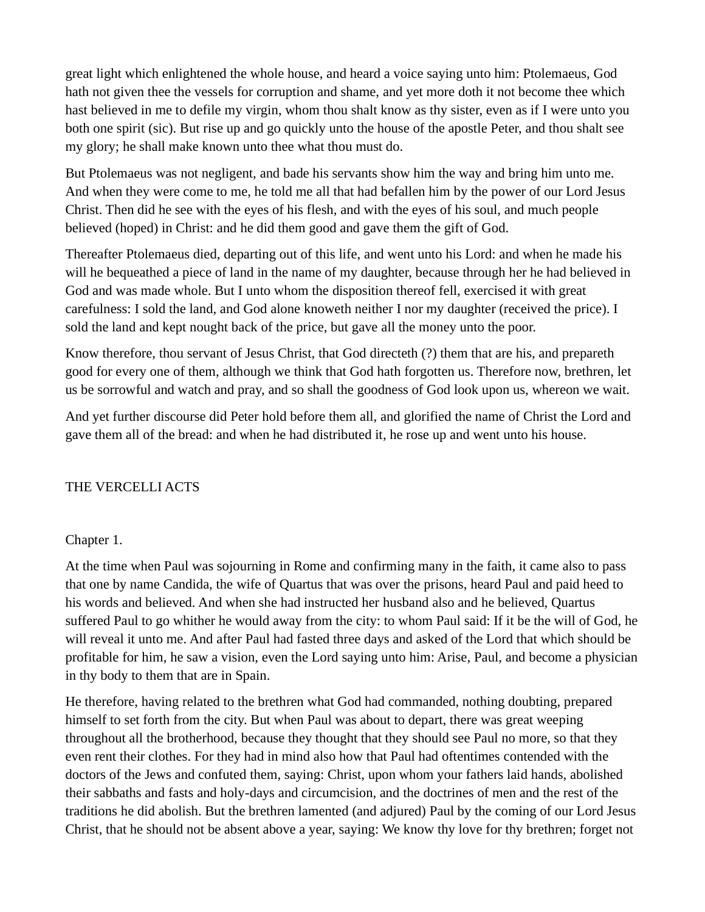great light which enlightened the whole house, and heard a voice saying unto him: Ptolemaeus, God hath not given thee the vessels for corruption and shame, and yet more doth it not become thee which hast believed in me to defile my virgin, whom thou shalt know as thy sister, even as if I were unto you both one spirit (sic). But rise up and go quickly unto the house of the apostle Peter, and thou shalt see my glory; he shall make known unto thee what thou must do.

But Ptolemaeus was not negligent, and bade his servants show him the way and bring him unto me. And when they were come to me, he told me all that had befallen him by the power of our Lord Jesus Christ. Then did he see with the eyes of his flesh, and with the eyes of his soul, and much people believed (hoped) in Christ: and he did them good and gave them the gift of God.

Thereafter Ptolemaeus died, departing out of this life, and went unto his Lord: and when he made his will he bequeathed a piece of land in the name of my daughter, because through her he had believed in God and was made whole. But I unto whom the disposition thereof fell, exercised it with great carefulness: I sold the land, and God alone knoweth neither I nor my daughter (received the price). I sold the land and kept nought back of the price, but gave all the money unto the poor.

Know therefore, thou servant of Jesus Christ, that God directeth (?) them that are his, and prepareth good for every one of them, although we think that God hath forgotten us. Therefore now, brethren, let us be sorrowful and watch and pray, and so shall the goodness of God look upon us, whereon we wait.

And yet further discourse did Peter hold before them all, and glorified the name of Christ the Lord and gave them all of the bread: and when he had distributed it, he rose up and went unto his house.

## THE VERCELLI ACTS

### Chapter 1.

At the time when Paul was sojourning in Rome and confirming many in the faith, it came also to pass that one by name Candida, the wife of Quartus that was over the prisons, heard Paul and paid heed to his words and believed. And when she had instructed her husband also and he believed, Quartus suffered Paul to go whither he would away from the city: to whom Paul said: If it be the will of God, he will reveal it unto me. And after Paul had fasted three days and asked of the Lord that which should be profitable for him, he saw a vision, even the Lord saying unto him: Arise, Paul, and become a physician in thy body to them that are in Spain.

He therefore, having related to the brethren what God had commanded, nothing doubting, prepared himself to set forth from the city. But when Paul was about to depart, there was great weeping throughout all the brotherhood, because they thought that they should see Paul no more, so that they even rent their clothes. For they had in mind also how that Paul had oftentimes contended with the doctors of the Jews and confuted them, saying: Christ, upon whom your fathers laid hands, abolished their sabbaths and fasts and holy-days and circumcision, and the doctrines of men and the rest of the traditions he did abolish. But the brethren lamented (and adjured) Paul by the coming of our Lord Jesus Christ, that he should not be absent above a year, saying: We know thy love for thy brethren; forget not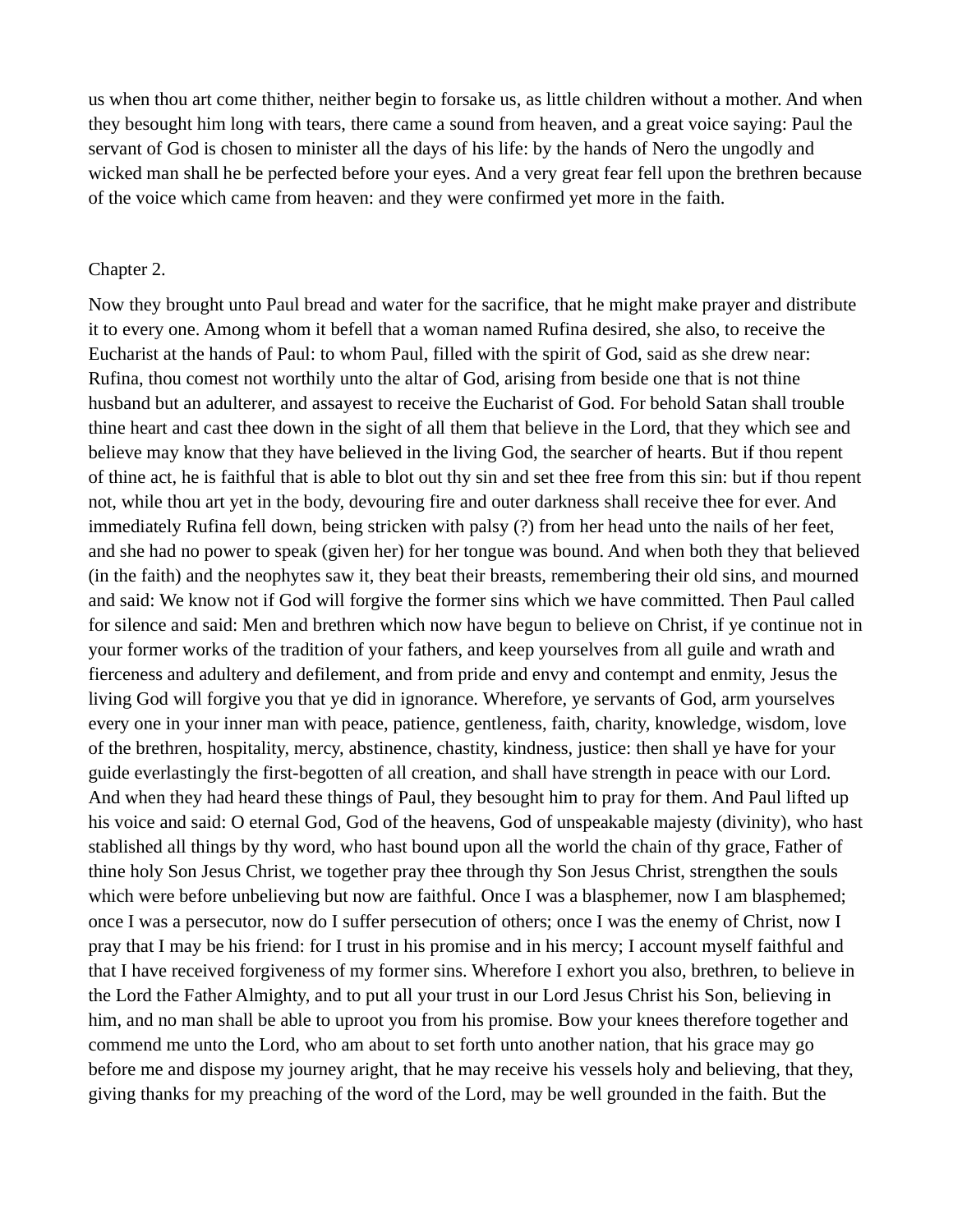us when thou art come thither, neither begin to forsake us, as little children without a mother. And when they besought him long with tears, there came a sound from heaven, and a great voice saying: Paul the servant of God is chosen to minister all the days of his life: by the hands of Nero the ungodly and wicked man shall he be perfected before your eyes. And a very great fear fell upon the brethren because of the voice which came from heaven: and they were confirmed yet more in the faith.

## Chapter 2.

Now they brought unto Paul bread and water for the sacrifice, that he might make prayer and distribute it to every one. Among whom it befell that a woman named Rufina desired, she also, to receive the Eucharist at the hands of Paul: to whom Paul, filled with the spirit of God, said as she drew near: Rufina, thou comest not worthily unto the altar of God, arising from beside one that is not thine husband but an adulterer, and assayest to receive the Eucharist of God. For behold Satan shall trouble thine heart and cast thee down in the sight of all them that believe in the Lord, that they which see and believe may know that they have believed in the living God, the searcher of hearts. But if thou repent of thine act, he is faithful that is able to blot out thy sin and set thee free from this sin: but if thou repent not, while thou art yet in the body, devouring fire and outer darkness shall receive thee for ever. And immediately Rufina fell down, being stricken with palsy (?) from her head unto the nails of her feet, and she had no power to speak (given her) for her tongue was bound. And when both they that believed (in the faith) and the neophytes saw it, they beat their breasts, remembering their old sins, and mourned and said: We know not if God will forgive the former sins which we have committed. Then Paul called for silence and said: Men and brethren which now have begun to believe on Christ, if ye continue not in your former works of the tradition of your fathers, and keep yourselves from all guile and wrath and fierceness and adultery and defilement, and from pride and envy and contempt and enmity, Jesus the living God will forgive you that ye did in ignorance. Wherefore, ye servants of God, arm yourselves every one in your inner man with peace, patience, gentleness, faith, charity, knowledge, wisdom, love of the brethren, hospitality, mercy, abstinence, chastity, kindness, justice: then shall ye have for your guide everlastingly the first-begotten of all creation, and shall have strength in peace with our Lord. And when they had heard these things of Paul, they besought him to pray for them. And Paul lifted up his voice and said: O eternal God, God of the heavens, God of unspeakable majesty (divinity), who hast stablished all things by thy word, who hast bound upon all the world the chain of thy grace, Father of thine holy Son Jesus Christ, we together pray thee through thy Son Jesus Christ, strengthen the souls which were before unbelieving but now are faithful. Once I was a blasphemer, now I am blasphemed; once I was a persecutor, now do I suffer persecution of others; once I was the enemy of Christ, now I pray that I may be his friend: for I trust in his promise and in his mercy; I account myself faithful and that I have received forgiveness of my former sins. Wherefore I exhort you also, brethren, to believe in the Lord the Father Almighty, and to put all your trust in our Lord Jesus Christ his Son, believing in him, and no man shall be able to uproot you from his promise. Bow your knees therefore together and commend me unto the Lord, who am about to set forth unto another nation, that his grace may go before me and dispose my journey aright, that he may receive his vessels holy and believing, that they, giving thanks for my preaching of the word of the Lord, may be well grounded in the faith. But the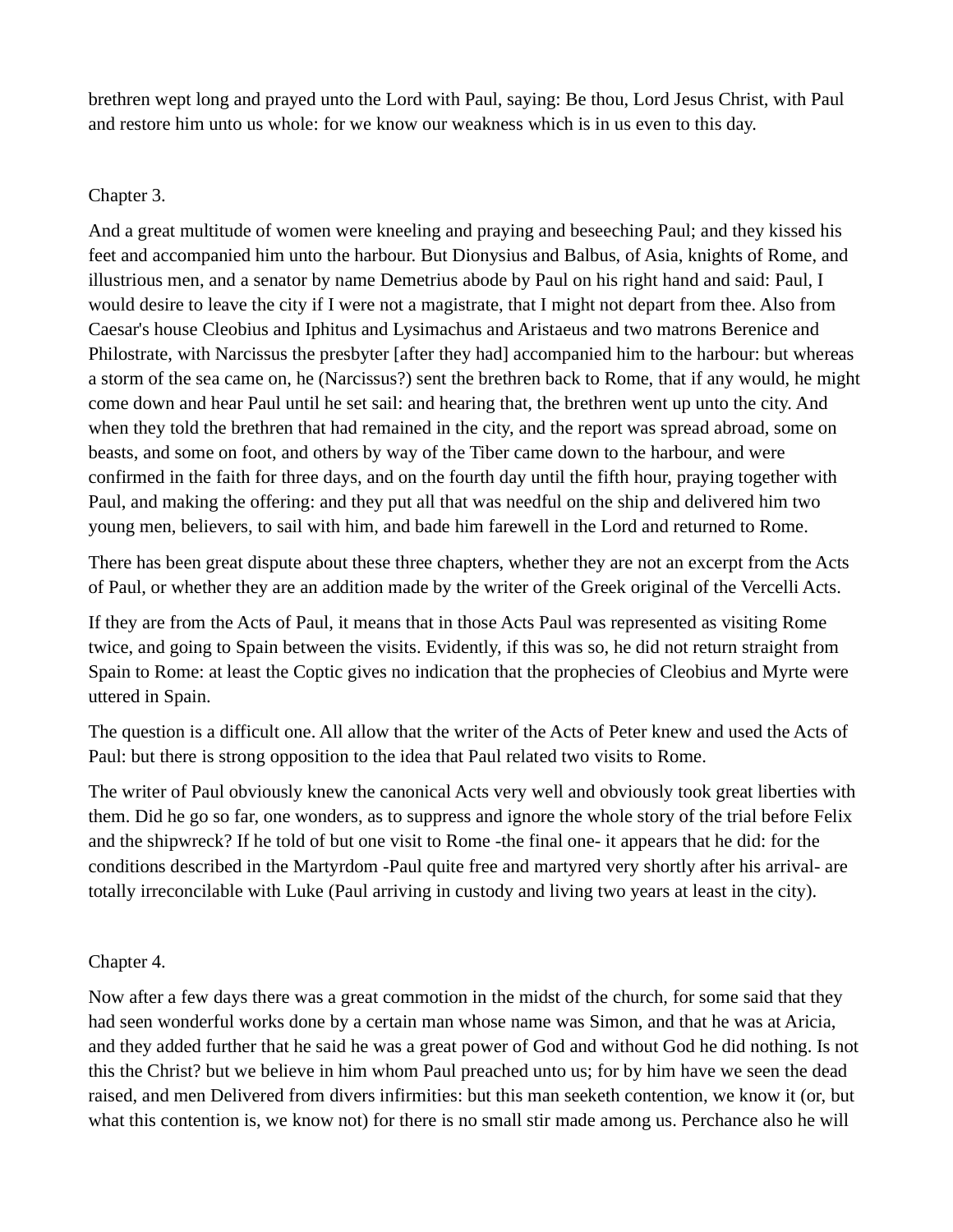brethren wept long and prayed unto the Lord with Paul, saying: Be thou, Lord Jesus Christ, with Paul and restore him unto us whole: for we know our weakness which is in us even to this day.

Chapter 3.

And a great multitude of women were kneeling and praying and beseeching Paul; and they kissed his feet and accompanied him unto the harbour. But Dionysius and Balbus, of Asia, knights of Rome, and illustrious men, and a senator by name Demetrius abode by Paul on his right hand and said: Paul, I would desire to leave the city if I were not a magistrate, that I might not depart from thee. Also from Caesar's house Cleobius and Iphitus and Lysimachus and Aristaeus and two matrons Berenice and Philostrate, with Narcissus the presbyter [after they had] accompanied him to the harbour: but whereas a storm of the sea came on, he (Narcissus?) sent the brethren back to Rome, that if any would, he might come down and hear Paul until he set sail: and hearing that, the brethren went up unto the city. And when they told the brethren that had remained in the city, and the report was spread abroad, some on beasts, and some on foot, and others by way of the Tiber came down to the harbour, and were confirmed in the faith for three days, and on the fourth day until the fifth hour, praying together with Paul, and making the offering: and they put all that was needful on the ship and delivered him two young men, believers, to sail with him, and bade him farewell in the Lord and returned to Rome.

There has been great dispute about these three chapters, whether they are not an excerpt from the Acts of Paul, or whether they are an addition made by the writer of the Greek original of the Vercelli Acts.

If they are from the Acts of Paul, it means that in those Acts Paul was represented as visiting Rome twice, and going to Spain between the visits. Evidently, if this was so, he did not return straight from Spain to Rome: at least the Coptic gives no indication that the prophecies of Cleobius and Myrte were uttered in Spain.

The question is a difficult one. All allow that the writer of the Acts of Peter knew and used the Acts of Paul: but there is strong opposition to the idea that Paul related two visits to Rome.

The writer of Paul obviously knew the canonical Acts very well and obviously took great liberties with them. Did he go so far, one wonders, as to suppress and ignore the whole story of the trial before Felix and the shipwreck? If he told of but one visit to Rome -the final one- it appears that he did: for the conditions described in the Martyrdom -Paul quite free and martyred very shortly after his arrival- are totally irreconcilable with Luke (Paul arriving in custody and living two years at least in the city).

Chapter 4.

Now after a few days there was a great commotion in the midst of the church, for some said that they had seen wonderful works done by a certain man whose name was Simon, and that he was at Aricia, and they added further that he said he was a great power of God and without God he did nothing. Is not this the Christ? but we believe in him whom Paul preached unto us; for by him have we seen the dead raised, and men Delivered from divers infirmities: but this man seeketh contention, we know it (or, but what this contention is, we know not) for there is no small stir made among us. Perchance also he will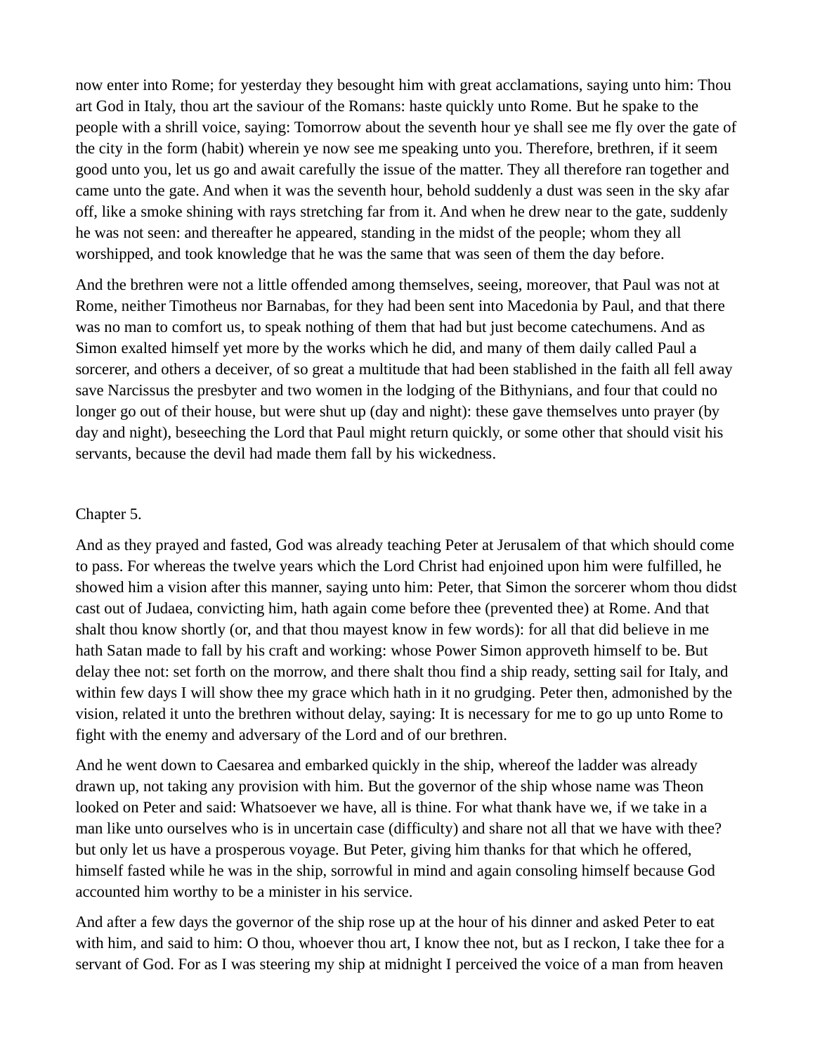now enter into Rome; for yesterday they besought him with great acclamations, saying unto him: Thou art God in Italy, thou art the saviour of the Romans: haste quickly unto Rome. But he spake to the people with a shrill voice, saying: Tomorrow about the seventh hour ye shall see me fly over the gate of the city in the form (habit) wherein ye now see me speaking unto you. Therefore, brethren, if it seem good unto you, let us go and await carefully the issue of the matter. They all therefore ran together and came unto the gate. And when it was the seventh hour, behold suddenly a dust was seen in the sky afar off, like a smoke shining with rays stretching far from it. And when he drew near to the gate, suddenly he was not seen: and thereafter he appeared, standing in the midst of the people; whom they all worshipped, and took knowledge that he was the same that was seen of them the day before.

And the brethren were not a little offended among themselves, seeing, moreover, that Paul was not at Rome, neither Timotheus nor Barnabas, for they had been sent into Macedonia by Paul, and that there was no man to comfort us, to speak nothing of them that had but just become catechumens. And as Simon exalted himself yet more by the works which he did, and many of them daily called Paul a sorcerer, and others a deceiver, of so great a multitude that had been stablished in the faith all fell away save Narcissus the presbyter and two women in the lodging of the Bithynians, and four that could no longer go out of their house, but were shut up (day and night): these gave themselves unto prayer (by day and night), beseeching the Lord that Paul might return quickly, or some other that should visit his servants, because the devil had made them fall by his wickedness.

## Chapter 5.

And as they prayed and fasted, God was already teaching Peter at Jerusalem of that which should come to pass. For whereas the twelve years which the Lord Christ had enjoined upon him were fulfilled, he showed him a vision after this manner, saying unto him: Peter, that Simon the sorcerer whom thou didst cast out of Judaea, convicting him, hath again come before thee (prevented thee) at Rome. And that shalt thou know shortly (or, and that thou mayest know in few words): for all that did believe in me hath Satan made to fall by his craft and working: whose Power Simon approveth himself to be. But delay thee not: set forth on the morrow, and there shalt thou find a ship ready, setting sail for Italy, and within few days I will show thee my grace which hath in it no grudging. Peter then, admonished by the vision, related it unto the brethren without delay, saying: It is necessary for me to go up unto Rome to fight with the enemy and adversary of the Lord and of our brethren.

And he went down to Caesarea and embarked quickly in the ship, whereof the ladder was already drawn up, not taking any provision with him. But the governor of the ship whose name was Theon looked on Peter and said: Whatsoever we have, all is thine. For what thank have we, if we take in a man like unto ourselves who is in uncertain case (difficulty) and share not all that we have with thee? but only let us have a prosperous voyage. But Peter, giving him thanks for that which he offered, himself fasted while he was in the ship, sorrowful in mind and again consoling himself because God accounted him worthy to be a minister in his service.

And after a few days the governor of the ship rose up at the hour of his dinner and asked Peter to eat with him, and said to him: O thou, whoever thou art, I know thee not, but as I reckon, I take thee for a servant of God. For as I was steering my ship at midnight I perceived the voice of a man from heaven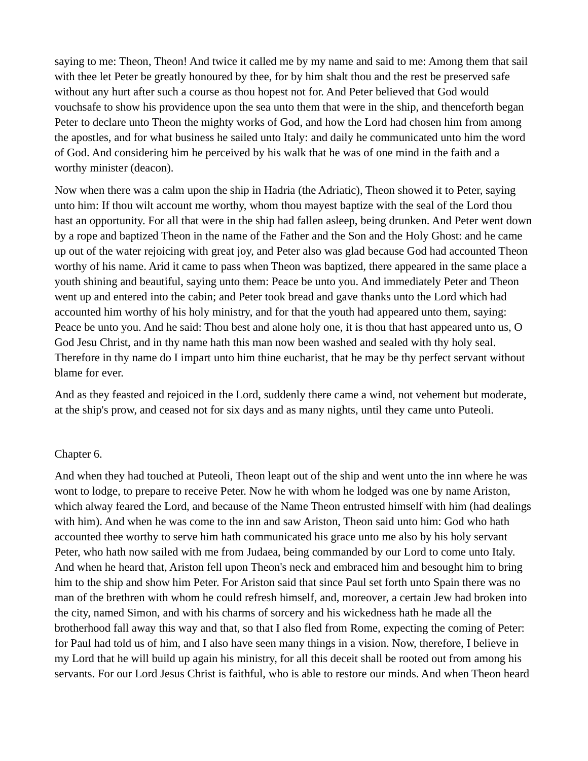saying to me: Theon, Theon! And twice it called me by my name and said to me: Among them that sail with thee let Peter be greatly honoured by thee, for by him shalt thou and the rest be preserved safe without any hurt after such a course as thou hopest not for. And Peter believed that God would vouchsafe to show his providence upon the sea unto them that were in the ship, and thenceforth began Peter to declare unto Theon the mighty works of God, and how the Lord had chosen him from among the apostles, and for what business he sailed unto Italy: and daily he communicated unto him the word of God. And considering him he perceived by his walk that he was of one mind in the faith and a worthy minister (deacon).

Now when there was a calm upon the ship in Hadria (the Adriatic), Theon showed it to Peter, saying unto him: If thou wilt account me worthy, whom thou mayest baptize with the seal of the Lord thou hast an opportunity. For all that were in the ship had fallen asleep, being drunken. And Peter went down by a rope and baptized Theon in the name of the Father and the Son and the Holy Ghost: and he came up out of the water rejoicing with great joy, and Peter also was glad because God had accounted Theon worthy of his name. Arid it came to pass when Theon was baptized, there appeared in the same place a youth shining and beautiful, saying unto them: Peace be unto you. And immediately Peter and Theon went up and entered into the cabin; and Peter took bread and gave thanks unto the Lord which had accounted him worthy of his holy ministry, and for that the youth had appeared unto them, saying: Peace be unto you. And he said: Thou best and alone holy one, it is thou that hast appeared unto us, O God Jesu Christ, and in thy name hath this man now been washed and sealed with thy holy seal. Therefore in thy name do I impart unto him thine eucharist, that he may be thy perfect servant without blame for ever.

And as they feasted and rejoiced in the Lord, suddenly there came a wind, not vehement but moderate, at the ship's prow, and ceased not for six days and as many nights, until they came unto Puteoli.

## Chapter 6.

And when they had touched at Puteoli, Theon leapt out of the ship and went unto the inn where he was wont to lodge, to prepare to receive Peter. Now he with whom he lodged was one by name Ariston, which alway feared the Lord, and because of the Name Theon entrusted himself with him (had dealings with him). And when he was come to the inn and saw Ariston, Theon said unto him: God who hath accounted thee worthy to serve him hath communicated his grace unto me also by his holy servant Peter, who hath now sailed with me from Judaea, being commanded by our Lord to come unto Italy. And when he heard that, Ariston fell upon Theon's neck and embraced him and besought him to bring him to the ship and show him Peter. For Ariston said that since Paul set forth unto Spain there was no man of the brethren with whom he could refresh himself, and, moreover, a certain Jew had broken into the city, named Simon, and with his charms of sorcery and his wickedness hath he made all the brotherhood fall away this way and that, so that I also fled from Rome, expecting the coming of Peter: for Paul had told us of him, and I also have seen many things in a vision. Now, therefore, I believe in my Lord that he will build up again his ministry, for all this deceit shall be rooted out from among his servants. For our Lord Jesus Christ is faithful, who is able to restore our minds. And when Theon heard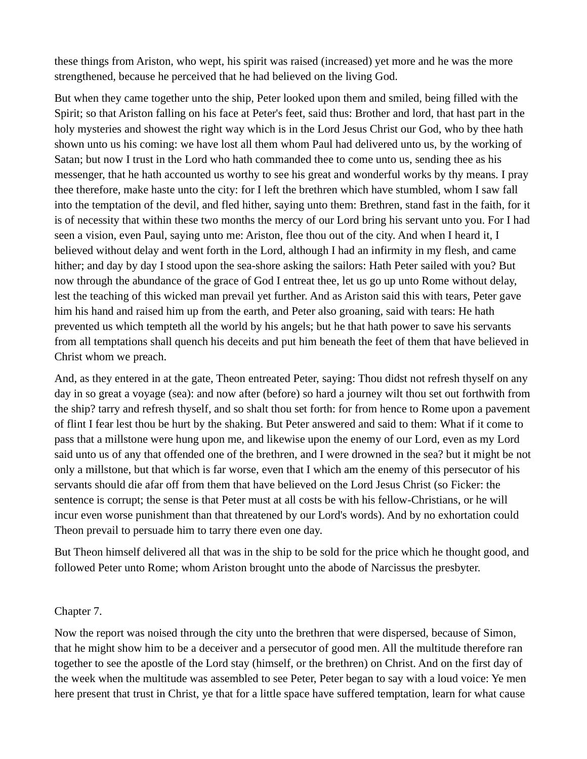these things from Ariston, who wept, his spirit was raised (increased) yet more and he was the more strengthened, because he perceived that he had believed on the living God.

But when they came together unto the ship, Peter looked upon them and smiled, being filled with the Spirit; so that Ariston falling on his face at Peter's feet, said thus: Brother and lord, that hast part in the holy mysteries and showest the right way which is in the Lord Jesus Christ our God, who by thee hath shown unto us his coming: we have lost all them whom Paul had delivered unto us, by the working of Satan; but now I trust in the Lord who hath commanded thee to come unto us, sending thee as his messenger, that he hath accounted us worthy to see his great and wonderful works by thy means. I pray thee therefore, make haste unto the city: for I left the brethren which have stumbled, whom I saw fall into the temptation of the devil, and fled hither, saying unto them: Brethren, stand fast in the faith, for it is of necessity that within these two months the mercy of our Lord bring his servant unto you. For I had seen a vision, even Paul, saying unto me: Ariston, flee thou out of the city. And when I heard it, I believed without delay and went forth in the Lord, although I had an infirmity in my flesh, and came hither; and day by day I stood upon the sea-shore asking the sailors: Hath Peter sailed with you? But now through the abundance of the grace of God I entreat thee, let us go up unto Rome without delay, lest the teaching of this wicked man prevail yet further. And as Ariston said this with tears, Peter gave him his hand and raised him up from the earth, and Peter also groaning, said with tears: He hath prevented us which tempteth all the world by his angels; but he that hath power to save his servants from all temptations shall quench his deceits and put him beneath the feet of them that have believed in Christ whom we preach.

And, as they entered in at the gate, Theon entreated Peter, saying: Thou didst not refresh thyself on any day in so great a voyage (sea): and now after (before) so hard a journey wilt thou set out forthwith from the ship? tarry and refresh thyself, and so shalt thou set forth: for from hence to Rome upon a pavement of flint I fear lest thou be hurt by the shaking. But Peter answered and said to them: What if it come to pass that a millstone were hung upon me, and likewise upon the enemy of our Lord, even as my Lord said unto us of any that offended one of the brethren, and I were drowned in the sea? but it might be not only a millstone, but that which is far worse, even that I which am the enemy of this persecutor of his servants should die afar off from them that have believed on the Lord Jesus Christ (so Ficker: the sentence is corrupt; the sense is that Peter must at all costs be with his fellow-Christians, or he will incur even worse punishment than that threatened by our Lord's words). And by no exhortation could Theon prevail to persuade him to tarry there even one day.

But Theon himself delivered all that was in the ship to be sold for the price which he thought good, and followed Peter unto Rome; whom Ariston brought unto the abode of Narcissus the presbyter.

## Chapter 7.

Now the report was noised through the city unto the brethren that were dispersed, because of Simon, that he might show him to be a deceiver and a persecutor of good men. All the multitude therefore ran together to see the apostle of the Lord stay (himself, or the brethren) on Christ. And on the first day of the week when the multitude was assembled to see Peter, Peter began to say with a loud voice: Ye men here present that trust in Christ, ye that for a little space have suffered temptation, learn for what cause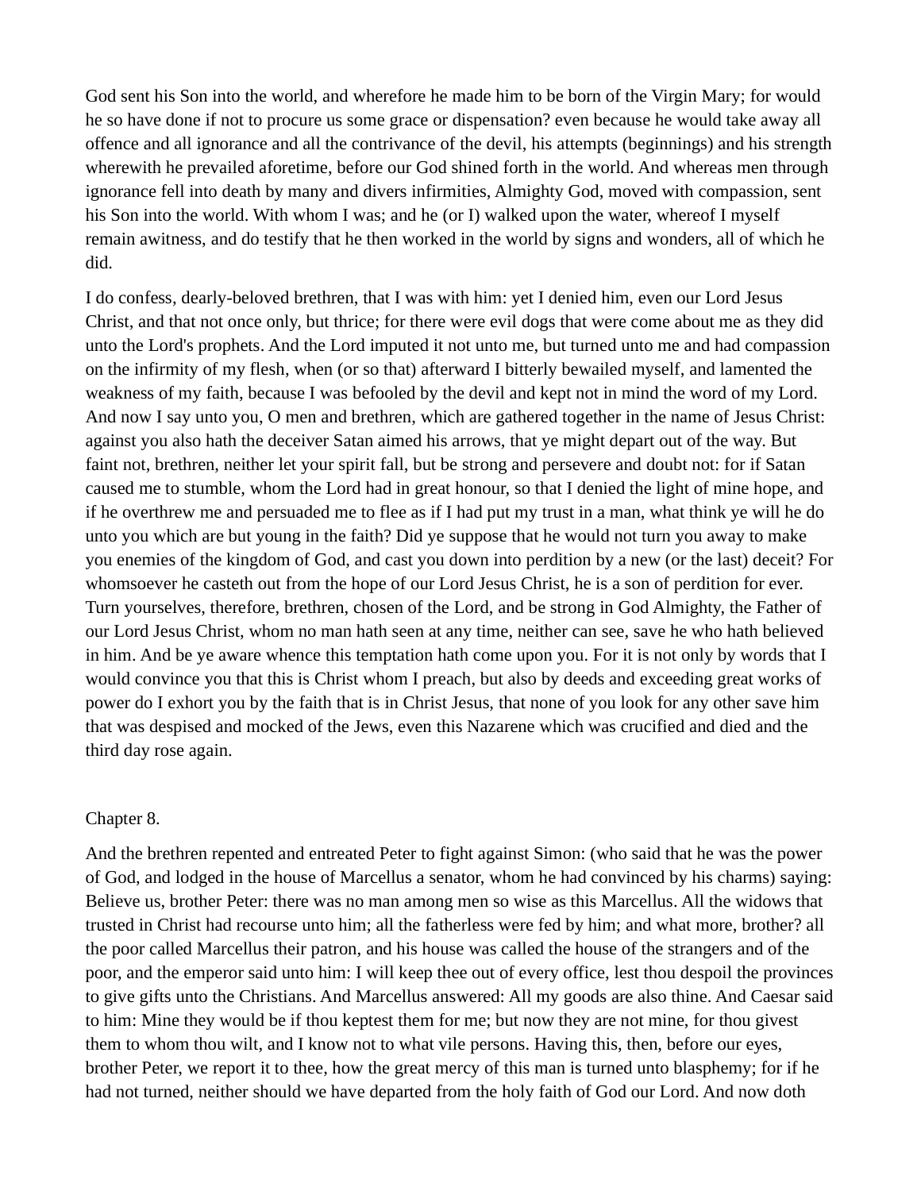God sent his Son into the world, and wherefore he made him to be born of the Virgin Mary; for would he so have done if not to procure us some grace or dispensation? even because he would take away all offence and all ignorance and all the contrivance of the devil, his attempts (beginnings) and his strength wherewith he prevailed aforetime, before our God shined forth in the world. And whereas men through ignorance fell into death by many and divers infirmities, Almighty God, moved with compassion, sent his Son into the world. With whom I was; and he (or I) walked upon the water, whereof I myself remain awitness, and do testify that he then worked in the world by signs and wonders, all of which he did.

I do confess, dearly-beloved brethren, that I was with him: yet I denied him, even our Lord Jesus Christ, and that not once only, but thrice; for there were evil dogs that were come about me as they did unto the Lord's prophets. And the Lord imputed it not unto me, but turned unto me and had compassion on the infirmity of my flesh, when (or so that) afterward I bitterly bewailed myself, and lamented the weakness of my faith, because I was befooled by the devil and kept not in mind the word of my Lord. And now I say unto you, O men and brethren, which are gathered together in the name of Jesus Christ: against you also hath the deceiver Satan aimed his arrows, that ye might depart out of the way. But faint not, brethren, neither let your spirit fall, but be strong and persevere and doubt not: for if Satan caused me to stumble, whom the Lord had in great honour, so that I denied the light of mine hope, and if he overthrew me and persuaded me to flee as if I had put my trust in a man, what think ye will he do unto you which are but young in the faith? Did ye suppose that he would not turn you away to make you enemies of the kingdom of God, and cast you down into perdition by a new (or the last) deceit? For whomsoever he casteth out from the hope of our Lord Jesus Christ, he is a son of perdition for ever. Turn yourselves, therefore, brethren, chosen of the Lord, and be strong in God Almighty, the Father of our Lord Jesus Christ, whom no man hath seen at any time, neither can see, save he who hath believed in him. And be ye aware whence this temptation hath come upon you. For it is not only by words that I would convince you that this is Christ whom I preach, but also by deeds and exceeding great works of power do I exhort you by the faith that is in Christ Jesus, that none of you look for any other save him that was despised and mocked of the Jews, even this Nazarene which was crucified and died and the third day rose again.

## Chapter 8.

And the brethren repented and entreated Peter to fight against Simon: (who said that he was the power of God, and lodged in the house of Marcellus a senator, whom he had convinced by his charms) saying: Believe us, brother Peter: there was no man among men so wise as this Marcellus. All the widows that trusted in Christ had recourse unto him; all the fatherless were fed by him; and what more, brother? all the poor called Marcellus their patron, and his house was called the house of the strangers and of the poor, and the emperor said unto him: I will keep thee out of every office, lest thou despoil the provinces to give gifts unto the Christians. And Marcellus answered: All my goods are also thine. And Caesar said to him: Mine they would be if thou keptest them for me; but now they are not mine, for thou givest them to whom thou wilt, and I know not to what vile persons. Having this, then, before our eyes, brother Peter, we report it to thee, how the great mercy of this man is turned unto blasphemy; for if he had not turned, neither should we have departed from the holy faith of God our Lord. And now doth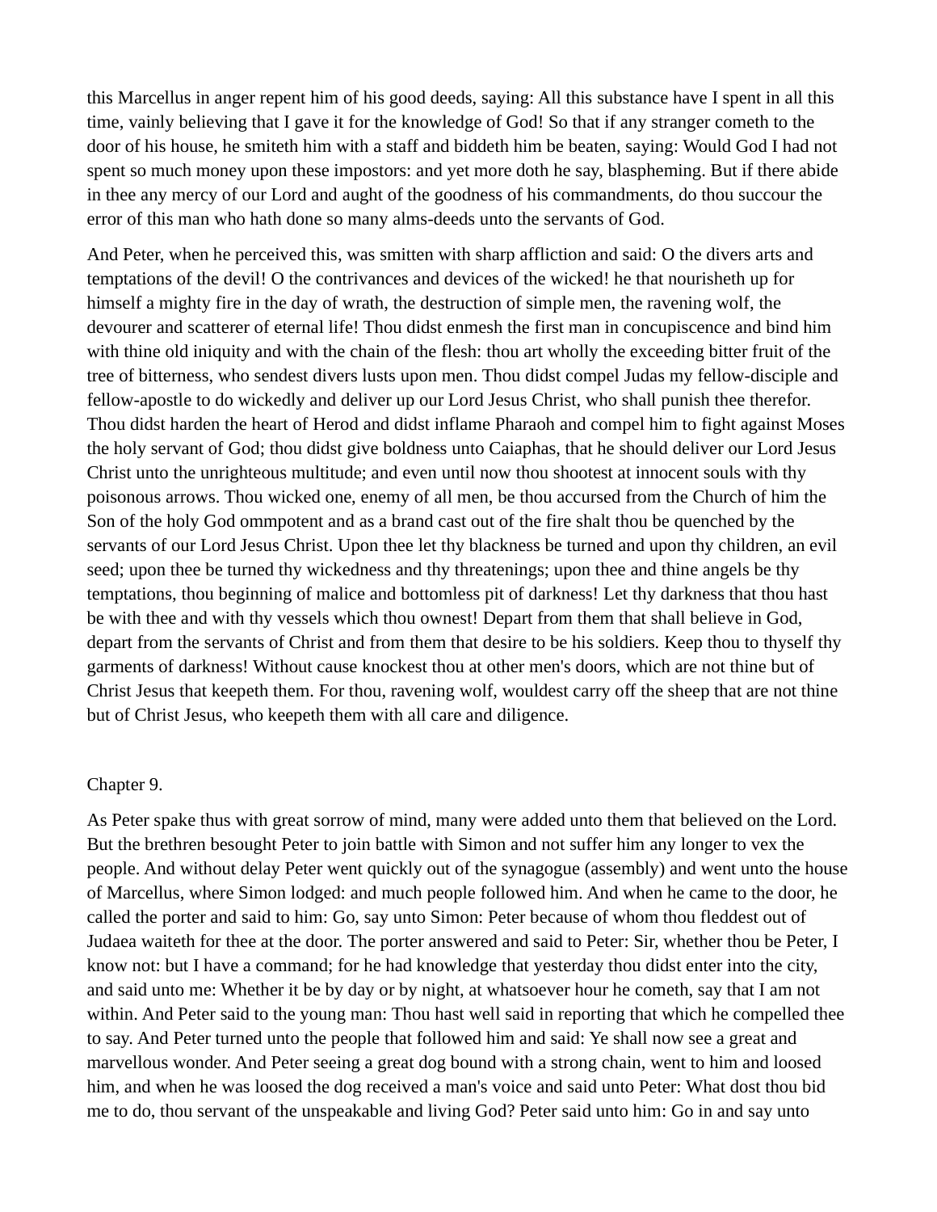this Marcellus in anger repent him of his good deeds, saying: All this substance have I spent in all this time, vainly believing that I gave it for the knowledge of God! So that if any stranger cometh to the door of his house, he smiteth him with a staff and biddeth him be beaten, saying: Would God I had not spent so much money upon these impostors: and yet more doth he say, blaspheming. But if there abide in thee any mercy of our Lord and aught of the goodness of his commandments, do thou succour the error of this man who hath done so many alms-deeds unto the servants of God.

And Peter, when he perceived this, was smitten with sharp affliction and said: O the divers arts and temptations of the devil! O the contrivances and devices of the wicked! he that nourisheth up for himself a mighty fire in the day of wrath, the destruction of simple men, the ravening wolf, the devourer and scatterer of eternal life! Thou didst enmesh the first man in concupiscence and bind him with thine old iniquity and with the chain of the flesh: thou art wholly the exceeding bitter fruit of the tree of bitterness, who sendest divers lusts upon men. Thou didst compel Judas my fellow-disciple and fellow-apostle to do wickedly and deliver up our Lord Jesus Christ, who shall punish thee therefor. Thou didst harden the heart of Herod and didst inflame Pharaoh and compel him to fight against Moses the holy servant of God; thou didst give boldness unto Caiaphas, that he should deliver our Lord Jesus Christ unto the unrighteous multitude; and even until now thou shootest at innocent souls with thy poisonous arrows. Thou wicked one, enemy of all men, be thou accursed from the Church of him the Son of the holy God ommpotent and as a brand cast out of the fire shalt thou be quenched by the servants of our Lord Jesus Christ. Upon thee let thy blackness be turned and upon thy children, an evil seed; upon thee be turned thy wickedness and thy threatenings; upon thee and thine angels be thy temptations, thou beginning of malice and bottomless pit of darkness! Let thy darkness that thou hast be with thee and with thy vessels which thou ownest! Depart from them that shall believe in God, depart from the servants of Christ and from them that desire to be his soldiers. Keep thou to thyself thy garments of darkness! Without cause knockest thou at other men's doors, which are not thine but of Christ Jesus that keepeth them. For thou, ravening wolf, wouldest carry off the sheep that are not thine but of Christ Jesus, who keepeth them with all care and diligence.

## Chapter 9.

As Peter spake thus with great sorrow of mind, many were added unto them that believed on the Lord. But the brethren besought Peter to join battle with Simon and not suffer him any longer to vex the people. And without delay Peter went quickly out of the synagogue (assembly) and went unto the house of Marcellus, where Simon lodged: and much people followed him. And when he came to the door, he called the porter and said to him: Go, say unto Simon: Peter because of whom thou fleddest out of Judaea waiteth for thee at the door. The porter answered and said to Peter: Sir, whether thou be Peter, I know not: but I have a command; for he had knowledge that yesterday thou didst enter into the city, and said unto me: Whether it be by day or by night, at whatsoever hour he cometh, say that I am not within. And Peter said to the young man: Thou hast well said in reporting that which he compelled thee to say. And Peter turned unto the people that followed him and said: Ye shall now see a great and marvellous wonder. And Peter seeing a great dog bound with a strong chain, went to him and loosed him, and when he was loosed the dog received a man's voice and said unto Peter: What dost thou bid me to do, thou servant of the unspeakable and living God? Peter said unto him: Go in and say unto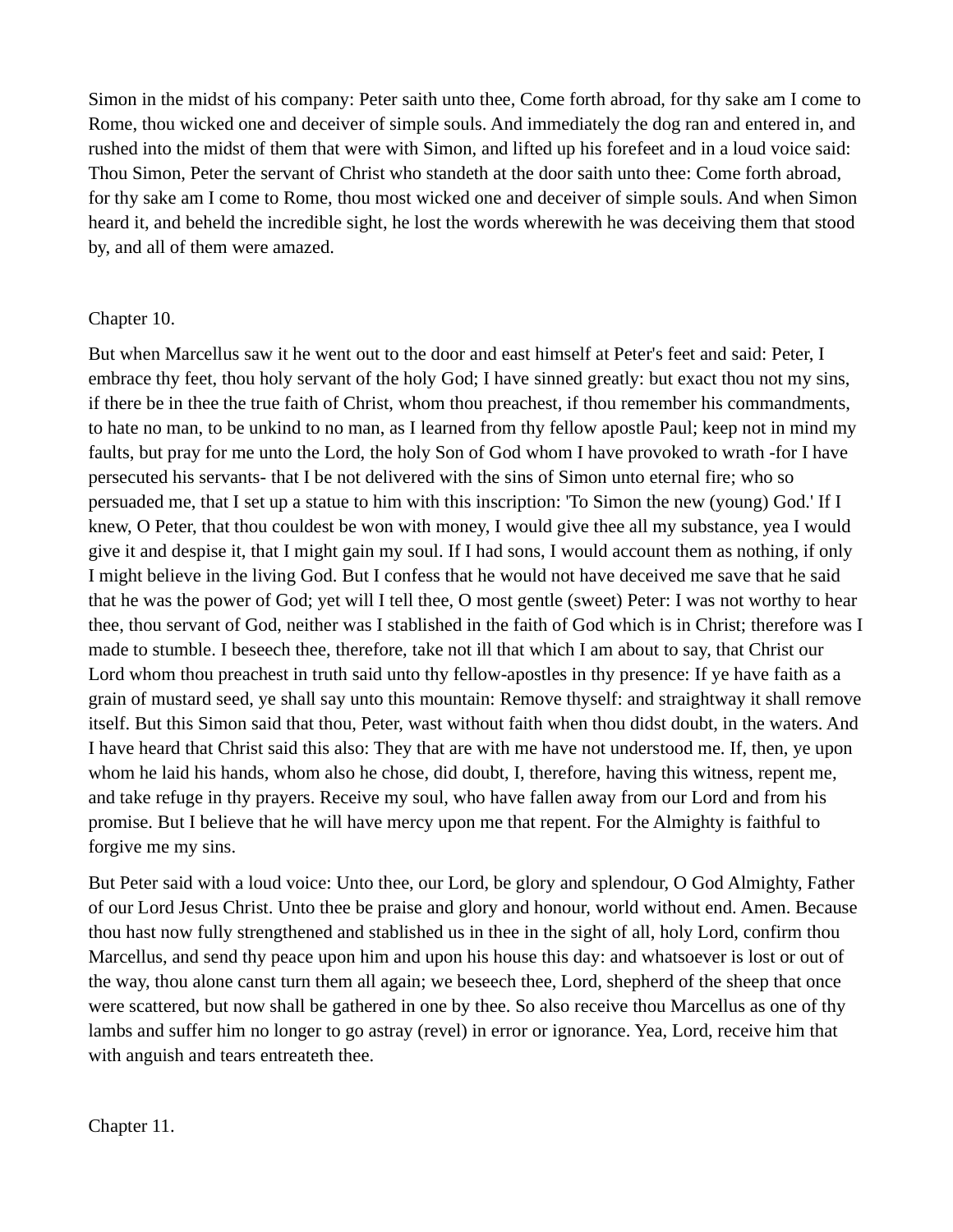Simon in the midst of his company: Peter saith unto thee, Come forth abroad, for thy sake am I come to Rome, thou wicked one and deceiver of simple souls. And immediately the dog ran and entered in, and rushed into the midst of them that were with Simon, and lifted up his forefeet and in a loud voice said: Thou Simon, Peter the servant of Christ who standeth at the door saith unto thee: Come forth abroad, for thy sake am I come to Rome, thou most wicked one and deceiver of simple souls. And when Simon heard it, and beheld the incredible sight, he lost the words wherewith he was deceiving them that stood by, and all of them were amazed.

## Chapter 10.

But when Marcellus saw it he went out to the door and east himself at Peter's feet and said: Peter, I embrace thy feet, thou holy servant of the holy God; I have sinned greatly: but exact thou not my sins, if there be in thee the true faith of Christ, whom thou preachest, if thou remember his commandments, to hate no man, to be unkind to no man, as I learned from thy fellow apostle Paul; keep not in mind my faults, but pray for me unto the Lord, the holy Son of God whom I have provoked to wrath -for I have persecuted his servants- that I be not delivered with the sins of Simon unto eternal fire; who so persuaded me, that I set up a statue to him with this inscription: 'To Simon the new (young) God.' If I knew, O Peter, that thou couldest be won with money, I would give thee all my substance, yea I would give it and despise it, that I might gain my soul. If I had sons, I would account them as nothing, if only I might believe in the living God. But I confess that he would not have deceived me save that he said that he was the power of God; yet will I tell thee, O most gentle (sweet) Peter: I was not worthy to hear thee, thou servant of God, neither was I stablished in the faith of God which is in Christ; therefore was I made to stumble. I beseech thee, therefore, take not ill that which I am about to say, that Christ our Lord whom thou preachest in truth said unto thy fellow-apostles in thy presence: If ye have faith as a grain of mustard seed, ye shall say unto this mountain: Remove thyself: and straightway it shall remove itself. But this Simon said that thou, Peter, wast without faith when thou didst doubt, in the waters. And I have heard that Christ said this also: They that are with me have not understood me. If, then, ye upon whom he laid his hands, whom also he chose, did doubt, I, therefore, having this witness, repent me, and take refuge in thy prayers. Receive my soul, who have fallen away from our Lord and from his promise. But I believe that he will have mercy upon me that repent. For the Almighty is faithful to forgive me my sins.

But Peter said with a loud voice: Unto thee, our Lord, be glory and splendour, O God Almighty, Father of our Lord Jesus Christ. Unto thee be praise and glory and honour, world without end. Amen. Because thou hast now fully strengthened and stablished us in thee in the sight of all, holy Lord, confirm thou Marcellus, and send thy peace upon him and upon his house this day: and whatsoever is lost or out of the way, thou alone canst turn them all again; we beseech thee, Lord, shepherd of the sheep that once were scattered, but now shall be gathered in one by thee. So also receive thou Marcellus as one of thy lambs and suffer him no longer to go astray (revel) in error or ignorance. Yea, Lord, receive him that with anguish and tears entreateth thee.

## Chapter 11.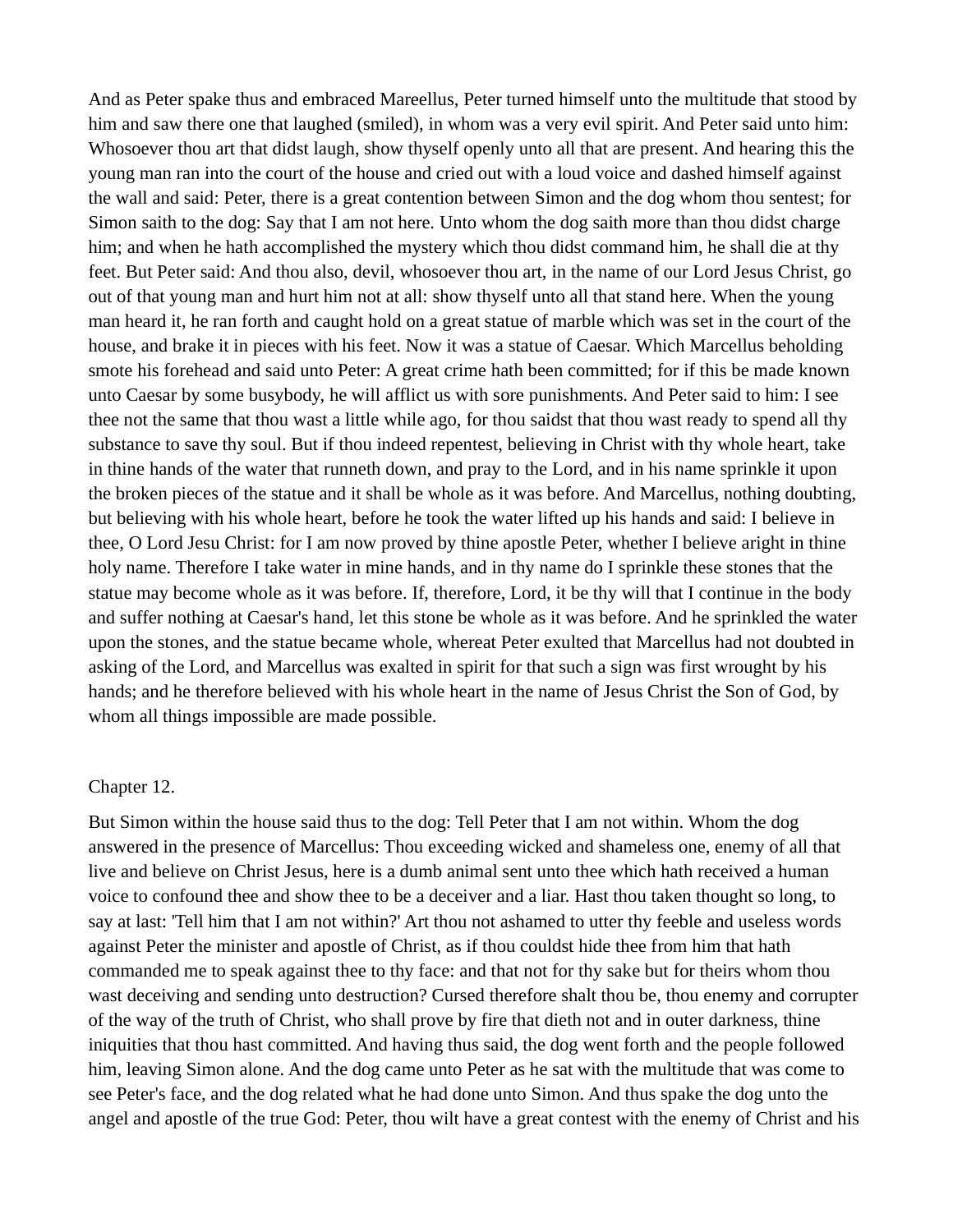And as Peter spake thus and embraced Mareellus, Peter turned himself unto the multitude that stood by him and saw there one that laughed (smiled), in whom was a very evil spirit. And Peter said unto him: Whosoever thou art that didst laugh, show thyself openly unto all that are present. And hearing this the young man ran into the court of the house and cried out with a loud voice and dashed himself against the wall and said: Peter, there is a great contention between Simon and the dog whom thou sentest; for Simon saith to the dog: Say that I am not here. Unto whom the dog saith more than thou didst charge him; and when he hath accomplished the mystery which thou didst command him, he shall die at thy feet. But Peter said: And thou also, devil, whosoever thou art, in the name of our Lord Jesus Christ, go out of that young man and hurt him not at all: show thyself unto all that stand here. When the young man heard it, he ran forth and caught hold on a great statue of marble which was set in the court of the house, and brake it in pieces with his feet. Now it was a statue of Caesar. Which Marcellus beholding smote his forehead and said unto Peter: A great crime hath been committed; for if this be made known unto Caesar by some busybody, he will afflict us with sore punishments. And Peter said to him: I see thee not the same that thou wast a little while ago, for thou saidst that thou wast ready to spend all thy substance to save thy soul. But if thou indeed repentest, believing in Christ with thy whole heart, take in thine hands of the water that runneth down, and pray to the Lord, and in his name sprinkle it upon the broken pieces of the statue and it shall be whole as it was before. And Marcellus, nothing doubting, but believing with his whole heart, before he took the water lifted up his hands and said: I believe in thee, O Lord Jesu Christ: for I am now proved by thine apostle Peter, whether I believe aright in thine holy name. Therefore I take water in mine hands, and in thy name do I sprinkle these stones that the statue may become whole as it was before. If, therefore, Lord, it be thy will that I continue in the body and suffer nothing at Caesar's hand, let this stone be whole as it was before. And he sprinkled the water upon the stones, and the statue became whole, whereat Peter exulted that Marcellus had not doubted in asking of the Lord, and Marcellus was exalted in spirit for that such a sign was first wrought by his hands; and he therefore believed with his whole heart in the name of Jesus Christ the Son of God, by whom all things impossible are made possible.

## Chapter 12.

But Simon within the house said thus to the dog: Tell Peter that I am not within. Whom the dog answered in the presence of Marcellus: Thou exceeding wicked and shameless one, enemy of all that live and believe on Christ Jesus, here is a dumb animal sent unto thee which hath received a human voice to confound thee and show thee to be a deceiver and a liar. Hast thou taken thought so long, to say at last: 'Tell him that I am not within?' Art thou not ashamed to utter thy feeble and useless words against Peter the minister and apostle of Christ, as if thou couldst hide thee from him that hath commanded me to speak against thee to thy face: and that not for thy sake but for theirs whom thou wast deceiving and sending unto destruction? Cursed therefore shalt thou be, thou enemy and corrupter of the way of the truth of Christ, who shall prove by fire that dieth not and in outer darkness, thine iniquities that thou hast committed. And having thus said, the dog went forth and the people followed him, leaving Simon alone. And the dog came unto Peter as he sat with the multitude that was come to see Peter's face, and the dog related what he had done unto Simon. And thus spake the dog unto the angel and apostle of the true God: Peter, thou wilt have a great contest with the enemy of Christ and his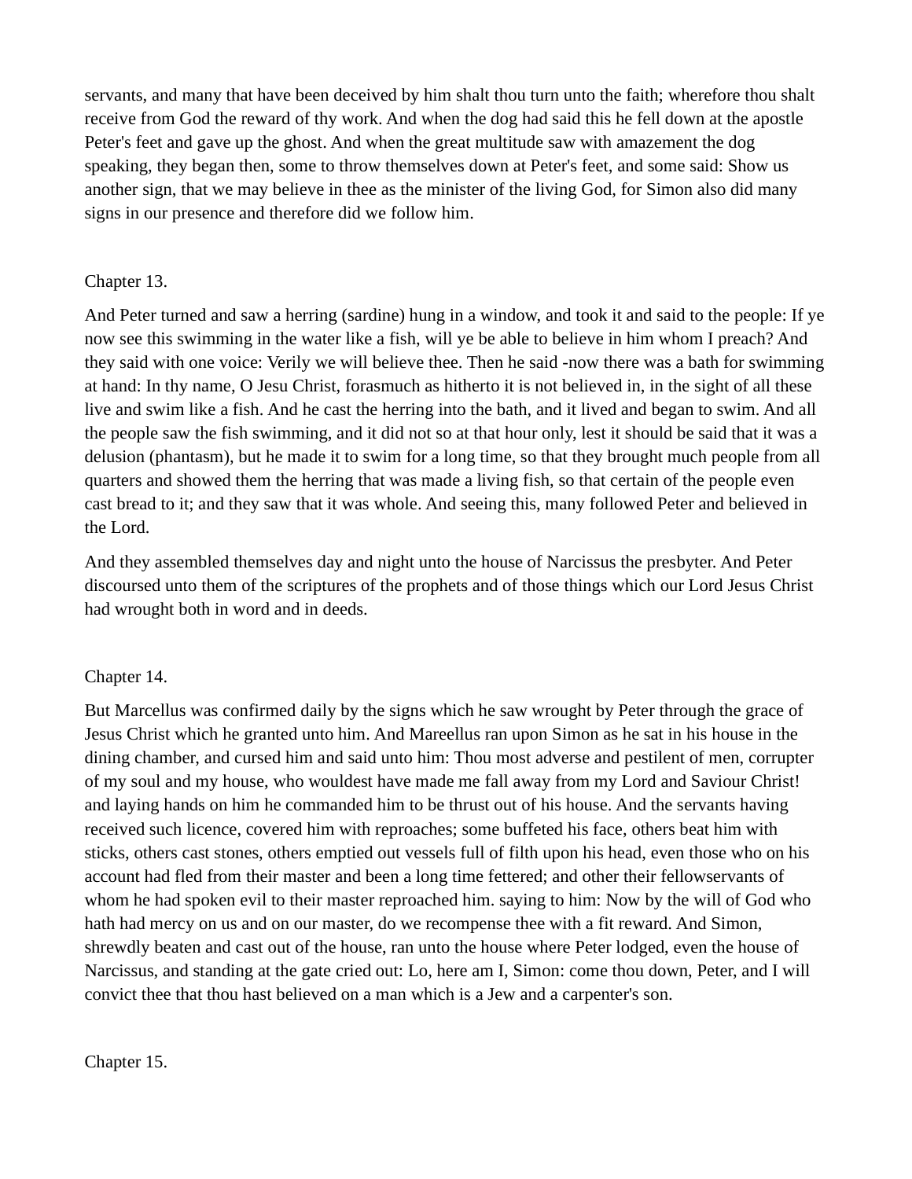servants, and many that have been deceived by him shalt thou turn unto the faith; wherefore thou shalt receive from God the reward of thy work. And when the dog had said this he fell down at the apostle Peter's feet and gave up the ghost. And when the great multitude saw with amazement the dog speaking, they began then, some to throw themselves down at Peter's feet, and some said: Show us another sign, that we may believe in thee as the minister of the living God, for Simon also did many signs in our presence and therefore did we follow him.

## Chapter 13.

And Peter turned and saw a herring (sardine) hung in a window, and took it and said to the people: If ye now see this swimming in the water like a fish, will ye be able to believe in him whom I preach? And they said with one voice: Verily we will believe thee. Then he said -now there was a bath for swimming at hand: In thy name, O Jesu Christ, forasmuch as hitherto it is not believed in, in the sight of all these live and swim like a fish. And he cast the herring into the bath, and it lived and began to swim. And all the people saw the fish swimming, and it did not so at that hour only, lest it should be said that it was a delusion (phantasm), but he made it to swim for a long time, so that they brought much people from all quarters and showed them the herring that was made a living fish, so that certain of the people even cast bread to it; and they saw that it was whole. And seeing this, many followed Peter and believed in the Lord.

And they assembled themselves day and night unto the house of Narcissus the presbyter. And Peter discoursed unto them of the scriptures of the prophets and of those things which our Lord Jesus Christ had wrought both in word and in deeds.

## Chapter 14.

But Marcellus was confirmed daily by the signs which he saw wrought by Peter through the grace of Jesus Christ which he granted unto him. And Mareellus ran upon Simon as he sat in his house in the dining chamber, and cursed him and said unto him: Thou most adverse and pestilent of men, corrupter of my soul and my house, who wouldest have made me fall away from my Lord and Saviour Christ! and laying hands on him he commanded him to be thrust out of his house. And the servants having received such licence, covered him with reproaches; some buffeted his face, others beat him with sticks, others cast stones, others emptied out vessels full of filth upon his head, even those who on his account had fled from their master and been a long time fettered; and other their fellowservants of whom he had spoken evil to their master reproached him. saying to him: Now by the will of God who hath had mercy on us and on our master, do we recompense thee with a fit reward. And Simon, shrewdly beaten and cast out of the house, ran unto the house where Peter lodged, even the house of Narcissus, and standing at the gate cried out: Lo, here am I, Simon: come thou down, Peter, and I will convict thee that thou hast believed on a man which is a Jew and a carpenter's son.

## Chapter 15.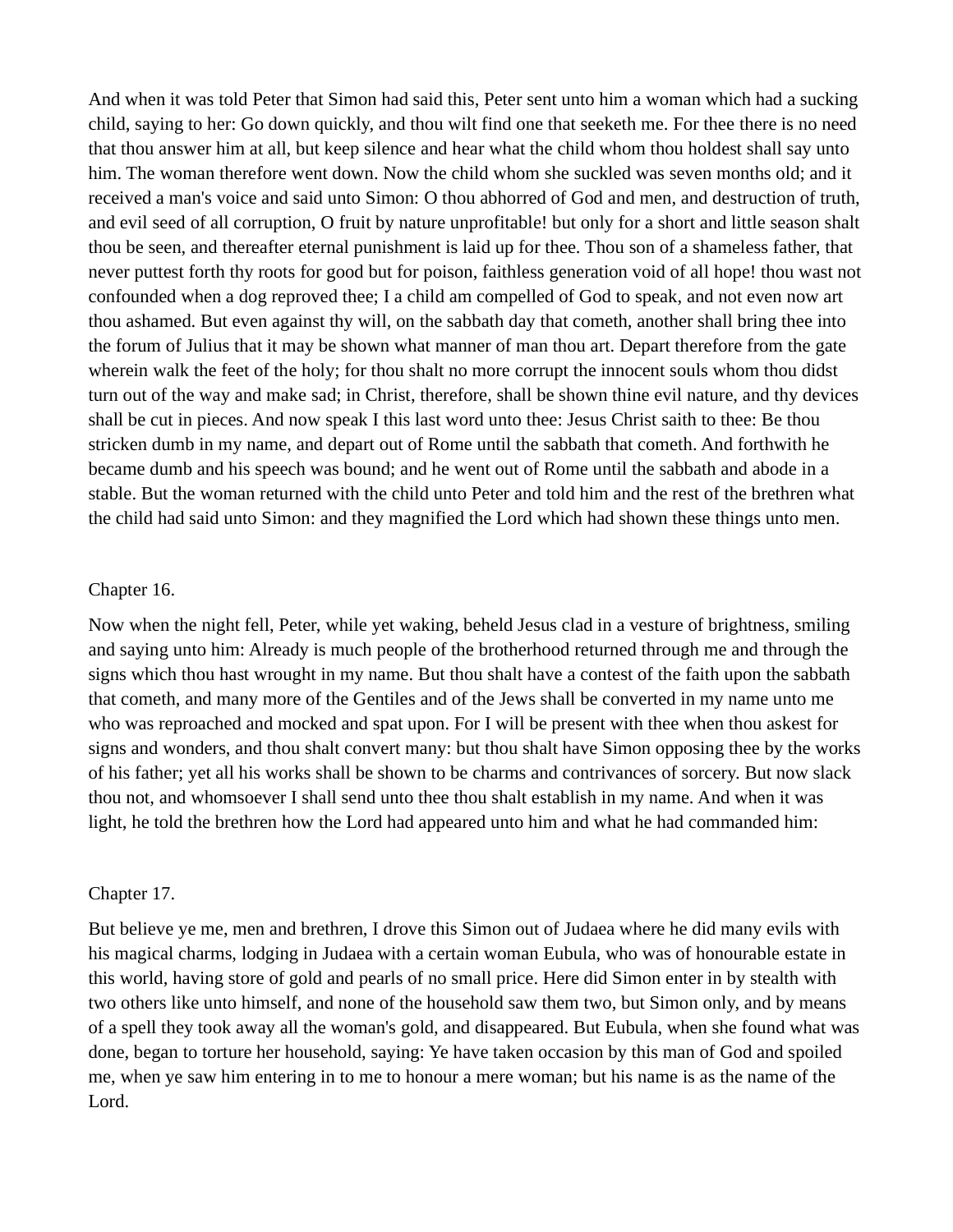And when it was told Peter that Simon had said this, Peter sent unto him a woman which had a sucking child, saying to her: Go down quickly, and thou wilt find one that seeketh me. For thee there is no need that thou answer him at all, but keep silence and hear what the child whom thou holdest shall say unto him. The woman therefore went down. Now the child whom she suckled was seven months old; and it received a man's voice and said unto Simon: O thou abhorred of God and men, and destruction of truth, and evil seed of all corruption, O fruit by nature unprofitable! but only for a short and little season shalt thou be seen, and thereafter eternal punishment is laid up for thee. Thou son of a shameless father, that never puttest forth thy roots for good but for poison, faithless generation void of all hope! thou wast not confounded when a dog reproved thee; I a child am compelled of God to speak, and not even now art thou ashamed. But even against thy will, on the sabbath day that cometh, another shall bring thee into the forum of Julius that it may be shown what manner of man thou art. Depart therefore from the gate wherein walk the feet of the holy; for thou shalt no more corrupt the innocent souls whom thou didst turn out of the way and make sad; in Christ, therefore, shall be shown thine evil nature, and thy devices shall be cut in pieces. And now speak I this last word unto thee: Jesus Christ saith to thee: Be thou stricken dumb in my name, and depart out of Rome until the sabbath that cometh. And forthwith he became dumb and his speech was bound; and he went out of Rome until the sabbath and abode in a stable. But the woman returned with the child unto Peter and told him and the rest of the brethren what the child had said unto Simon: and they magnified the Lord which had shown these things unto men.

## Chapter 16.

Now when the night fell, Peter, while yet waking, beheld Jesus clad in a vesture of brightness, smiling and saying unto him: Already is much people of the brotherhood returned through me and through the signs which thou hast wrought in my name. But thou shalt have a contest of the faith upon the sabbath that cometh, and many more of the Gentiles and of the Jews shall be converted in my name unto me who was reproached and mocked and spat upon. For I will be present with thee when thou askest for signs and wonders, and thou shalt convert many: but thou shalt have Simon opposing thee by the works of his father; yet all his works shall be shown to be charms and contrivances of sorcery. But now slack thou not, and whomsoever I shall send unto thee thou shalt establish in my name. And when it was light, he told the brethren how the Lord had appeared unto him and what he had commanded him:

## Chapter 17.

But believe ye me, men and brethren, I drove this Simon out of Judaea where he did many evils with his magical charms, lodging in Judaea with a certain woman Eubula, who was of honourable estate in this world, having store of gold and pearls of no small price. Here did Simon enter in by stealth with two others like unto himself, and none of the household saw them two, but Simon only, and by means of a spell they took away all the woman's gold, and disappeared. But Eubula, when she found what was done, began to torture her household, saying: Ye have taken occasion by this man of God and spoiled me, when ye saw him entering in to me to honour a mere woman; but his name is as the name of the Lord.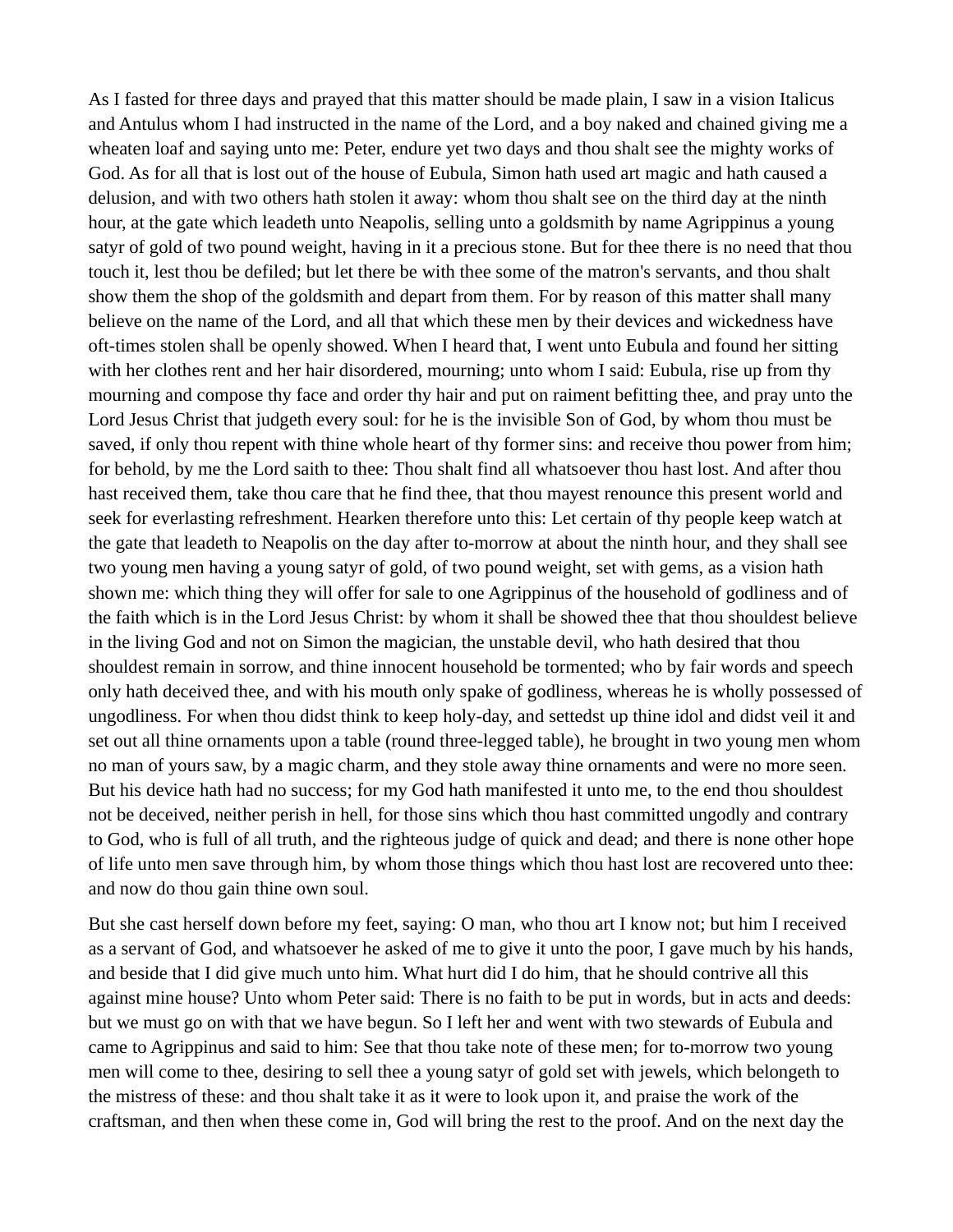As I fasted for three days and prayed that this matter should be made plain, I saw in a vision Italicus and Antulus whom I had instructed in the name of the Lord, and a boy naked and chained giving me a wheaten loaf and saying unto me: Peter, endure yet two days and thou shalt see the mighty works of God. As for all that is lost out of the house of Eubula, Simon hath used art magic and hath caused a delusion, and with two others hath stolen it away: whom thou shalt see on the third day at the ninth hour, at the gate which leadeth unto Neapolis, selling unto a goldsmith by name Agrippinus a young satyr of gold of two pound weight, having in it a precious stone. But for thee there is no need that thou touch it, lest thou be defiled; but let there be with thee some of the matron's servants, and thou shalt show them the shop of the goldsmith and depart from them. For by reason of this matter shall many believe on the name of the Lord, and all that which these men by their devices and wickedness have oft-times stolen shall be openly showed. When I heard that, I went unto Eubula and found her sitting with her clothes rent and her hair disordered, mourning; unto whom I said: Eubula, rise up from thy mourning and compose thy face and order thy hair and put on raiment befitting thee, and pray unto the Lord Jesus Christ that judgeth every soul: for he is the invisible Son of God, by whom thou must be saved, if only thou repent with thine whole heart of thy former sins: and receive thou power from him; for behold, by me the Lord saith to thee: Thou shalt find all whatsoever thou hast lost. And after thou hast received them, take thou care that he find thee, that thou mayest renounce this present world and seek for everlasting refreshment. Hearken therefore unto this: Let certain of thy people keep watch at the gate that leadeth to Neapolis on the day after to-morrow at about the ninth hour, and they shall see two young men having a young satyr of gold, of two pound weight, set with gems, as a vision hath shown me: which thing they will offer for sale to one Agrippinus of the household of godliness and of the faith which is in the Lord Jesus Christ: by whom it shall be showed thee that thou shouldest believe in the living God and not on Simon the magician, the unstable devil, who hath desired that thou shouldest remain in sorrow, and thine innocent household be tormented; who by fair words and speech only hath deceived thee, and with his mouth only spake of godliness, whereas he is wholly possessed of ungodliness. For when thou didst think to keep holy-day, and settedst up thine idol and didst veil it and set out all thine ornaments upon a table (round three-legged table), he brought in two young men whom no man of yours saw, by a magic charm, and they stole away thine ornaments and were no more seen. But his device hath had no success; for my God hath manifested it unto me, to the end thou shouldest not be deceived, neither perish in hell, for those sins which thou hast committed ungodly and contrary to God, who is full of all truth, and the righteous judge of quick and dead; and there is none other hope of life unto men save through him, by whom those things which thou hast lost are recovered unto thee: and now do thou gain thine own soul.

But she cast herself down before my feet, saying: O man, who thou art I know not; but him I received as a servant of God, and whatsoever he asked of me to give it unto the poor, I gave much by his hands, and beside that I did give much unto him. What hurt did I do him, that he should contrive all this against mine house? Unto whom Peter said: There is no faith to be put in words, but in acts and deeds: but we must go on with that we have begun. So I left her and went with two stewards of Eubula and came to Agrippinus and said to him: See that thou take note of these men; for to-morrow two young men will come to thee, desiring to sell thee a young satyr of gold set with jewels, which belongeth to the mistress of these: and thou shalt take it as it were to look upon it, and praise the work of the craftsman, and then when these come in, God will bring the rest to the proof. And on the next day the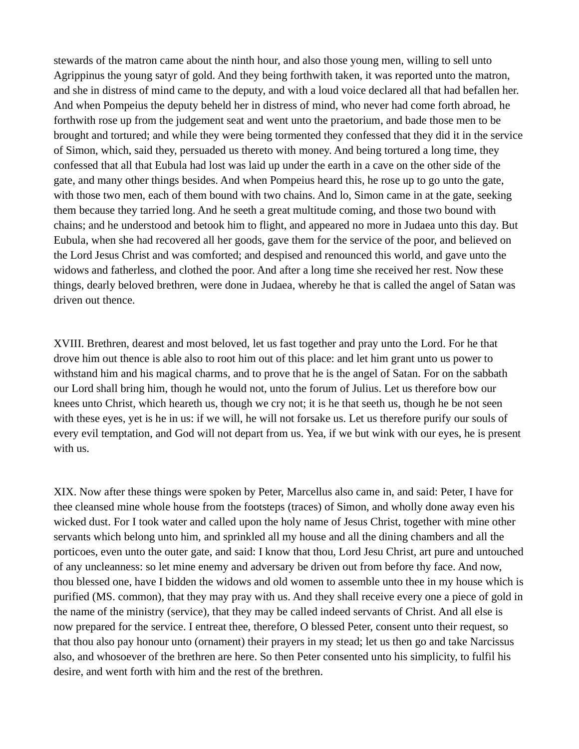stewards of the matron came about the ninth hour, and also those young men, willing to sell unto Agrippinus the young satyr of gold. And they being forthwith taken, it was reported unto the matron, and she in distress of mind came to the deputy, and with a loud voice declared all that had befallen her. And when Pompeius the deputy beheld her in distress of mind, who never had come forth abroad, he forthwith rose up from the judgement seat and went unto the praetorium, and bade those men to be brought and tortured; and while they were being tormented they confessed that they did it in the service of Simon, which, said they, persuaded us thereto with money. And being tortured a long time, they confessed that all that Eubula had lost was laid up under the earth in a cave on the other side of the gate, and many other things besides. And when Pompeius heard this, he rose up to go unto the gate, with those two men, each of them bound with two chains. And lo, Simon came in at the gate, seeking them because they tarried long. And he seeth a great multitude coming, and those two bound with chains; and he understood and betook him to flight, and appeared no more in Judaea unto this day. But Eubula, when she had recovered all her goods, gave them for the service of the poor, and believed on the Lord Jesus Christ and was comforted; and despised and renounced this world, and gave unto the widows and fatherless, and clothed the poor. And after a long time she received her rest. Now these things, dearly beloved brethren, were done in Judaea, whereby he that is called the angel of Satan was driven out thence.

XVIII. Brethren, dearest and most beloved, let us fast together and pray unto the Lord. For he that drove him out thence is able also to root him out of this place: and let him grant unto us power to withstand him and his magical charms, and to prove that he is the angel of Satan. For on the sabbath our Lord shall bring him, though he would not, unto the forum of Julius. Let us therefore bow our knees unto Christ, which heareth us, though we cry not; it is he that seeth us, though he be not seen with these eyes, yet is he in us: if we will, he will not forsake us. Let us therefore purify our souls of every evil temptation, and God will not depart from us. Yea, if we but wink with our eyes, he is present with us.

XIX. Now after these things were spoken by Peter, Marcellus also came in, and said: Peter, I have for thee cleansed mine whole house from the footsteps (traces) of Simon, and wholly done away even his wicked dust. For I took water and called upon the holy name of Jesus Christ, together with mine other servants which belong unto him, and sprinkled all my house and all the dining chambers and all the porticoes, even unto the outer gate, and said: I know that thou, Lord Jesu Christ, art pure and untouched of any uncleanness: so let mine enemy and adversary be driven out from before thy face. And now, thou blessed one, have I bidden the widows and old women to assemble unto thee in my house which is purified (MS. common), that they may pray with us. And they shall receive every one a piece of gold in the name of the ministry (service), that they may be called indeed servants of Christ. And all else is now prepared for the service. I entreat thee, therefore, O blessed Peter, consent unto their request, so that thou also pay honour unto (ornament) their prayers in my stead; let us then go and take Narcissus also, and whosoever of the brethren are here. So then Peter consented unto his simplicity, to fulfil his desire, and went forth with him and the rest of the brethren.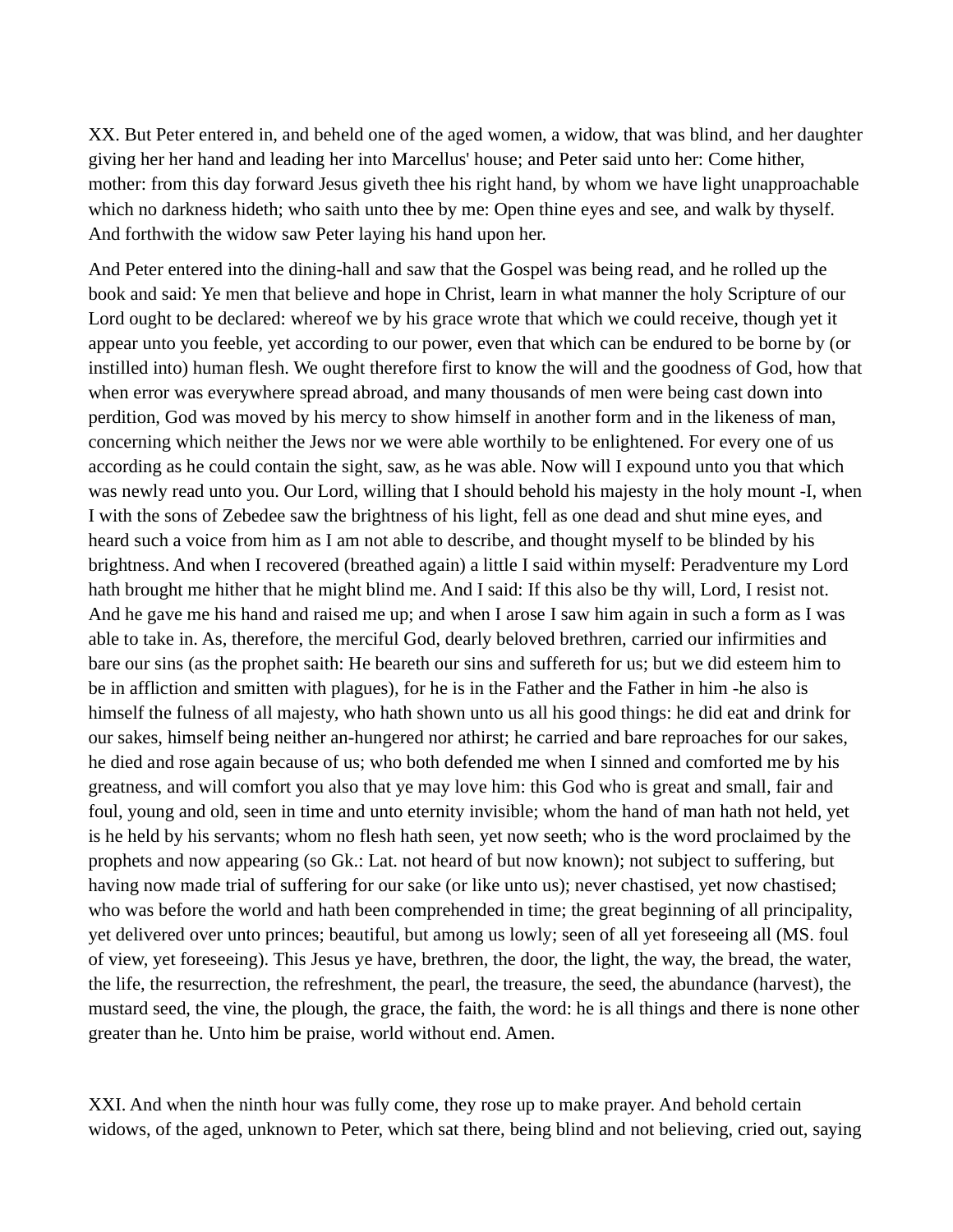XX. But Peter entered in, and beheld one of the aged women, a widow, that was blind, and her daughter giving her her hand and leading her into Marcellus' house; and Peter said unto her: Come hither, mother: from this day forward Jesus giveth thee his right hand, by whom we have light unapproachable which no darkness hideth; who saith unto thee by me: Open thine eyes and see, and walk by thyself. And forthwith the widow saw Peter laying his hand upon her.

And Peter entered into the dining-hall and saw that the Gospel was being read, and he rolled up the book and said: Ye men that believe and hope in Christ, learn in what manner the holy Scripture of our Lord ought to be declared: whereof we by his grace wrote that which we could receive, though yet it appear unto you feeble, yet according to our power, even that which can be endured to be borne by (or instilled into) human flesh. We ought therefore first to know the will and the goodness of God, how that when error was everywhere spread abroad, and many thousands of men were being cast down into perdition, God was moved by his mercy to show himself in another form and in the likeness of man, concerning which neither the Jews nor we were able worthily to be enlightened. For every one of us according as he could contain the sight, saw, as he was able. Now will I expound unto you that which was newly read unto you. Our Lord, willing that I should behold his majesty in the holy mount -I, when I with the sons of Zebedee saw the brightness of his light, fell as one dead and shut mine eyes, and heard such a voice from him as I am not able to describe, and thought myself to be blinded by his brightness. And when I recovered (breathed again) a little I said within myself: Peradventure my Lord hath brought me hither that he might blind me. And I said: If this also be thy will, Lord, I resist not. And he gave me his hand and raised me up; and when I arose I saw him again in such a form as I was able to take in. As, therefore, the merciful God, dearly beloved brethren, carried our infirmities and bare our sins (as the prophet saith: He beareth our sins and suffereth for us; but we did esteem him to be in affliction and smitten with plagues), for he is in the Father and the Father in him -he also is himself the fulness of all majesty, who hath shown unto us all his good things: he did eat and drink for our sakes, himself being neither an-hungered nor athirst; he carried and bare reproaches for our sakes, he died and rose again because of us; who both defended me when I sinned and comforted me by his greatness, and will comfort you also that ye may love him: this God who is great and small, fair and foul, young and old, seen in time and unto eternity invisible; whom the hand of man hath not held, yet is he held by his servants; whom no flesh hath seen, yet now seeth; who is the word proclaimed by the prophets and now appearing (so Gk.: Lat. not heard of but now known); not subject to suffering, but having now made trial of suffering for our sake (or like unto us); never chastised, yet now chastised; who was before the world and hath been comprehended in time; the great beginning of all principality, yet delivered over unto princes; beautiful, but among us lowly; seen of all yet foreseeing all (MS. foul of view, yet foreseeing). This Jesus ye have, brethren, the door, the light, the way, the bread, the water, the life, the resurrection, the refreshment, the pearl, the treasure, the seed, the abundance (harvest), the mustard seed, the vine, the plough, the grace, the faith, the word: he is all things and there is none other greater than he. Unto him be praise, world without end. Amen.

XXI. And when the ninth hour was fully come, they rose up to make prayer. And behold certain widows, of the aged, unknown to Peter, which sat there, being blind and not believing, cried out, saying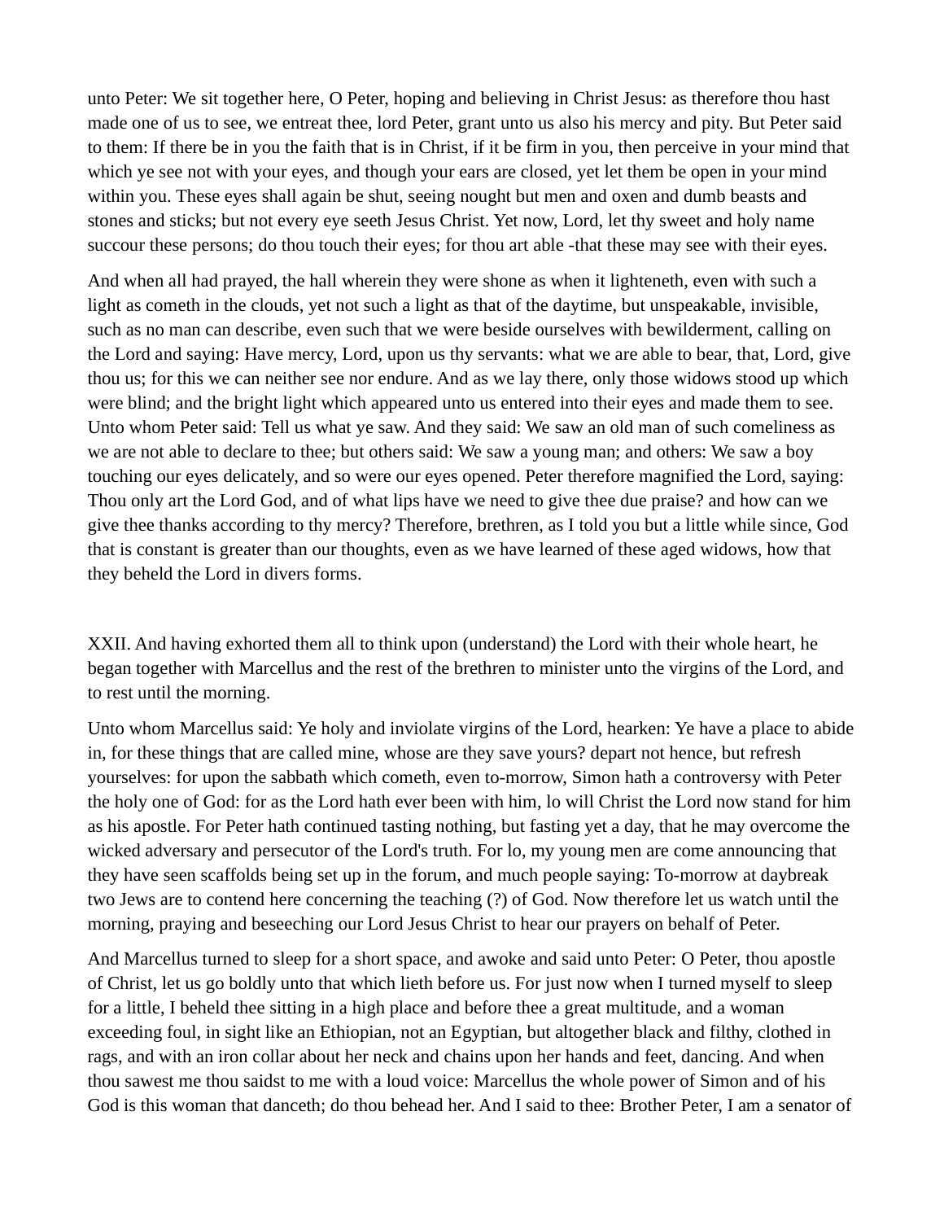unto Peter: We sit together here, O Peter, hoping and believing in Christ Jesus: as therefore thou hast made one of us to see, we entreat thee, lord Peter, grant unto us also his mercy and pity. But Peter said to them: If there be in you the faith that is in Christ, if it be firm in you, then perceive in your mind that which ye see not with your eyes, and though your ears are closed, yet let them be open in your mind within you. These eyes shall again be shut, seeing nought but men and oxen and dumb beasts and stones and sticks; but not every eye seeth Jesus Christ. Yet now, Lord, let thy sweet and holy name succour these persons; do thou touch their eyes; for thou art able -that these may see with their eyes.

And when all had prayed, the hall wherein they were shone as when it lighteneth, even with such a light as cometh in the clouds, yet not such a light as that of the daytime, but unspeakable, invisible, such as no man can describe, even such that we were beside ourselves with bewilderment, calling on the Lord and saying: Have mercy, Lord, upon us thy servants: what we are able to bear, that, Lord, give thou us; for this we can neither see nor endure. And as we lay there, only those widows stood up which were blind; and the bright light which appeared unto us entered into their eyes and made them to see. Unto whom Peter said: Tell us what ye saw. And they said: We saw an old man of such comeliness as we are not able to declare to thee; but others said: We saw a young man; and others: We saw a boy touching our eyes delicately, and so were our eyes opened. Peter therefore magnified the Lord, saying: Thou only art the Lord God, and of what lips have we need to give thee due praise? and how can we give thee thanks according to thy mercy? Therefore, brethren, as I told you but a little while since, God that is constant is greater than our thoughts, even as we have learned of these aged widows, how that they beheld the Lord in divers forms.

XXII. And having exhorted them all to think upon (understand) the Lord with their whole heart, he began together with Marcellus and the rest of the brethren to minister unto the virgins of the Lord, and to rest until the morning.

Unto whom Marcellus said: Ye holy and inviolate virgins of the Lord, hearken: Ye have a place to abide in, for these things that are called mine, whose are they save yours? depart not hence, but refresh yourselves: for upon the sabbath which cometh, even to-morrow, Simon hath a controversy with Peter the holy one of God: for as the Lord hath ever been with him, lo will Christ the Lord now stand for him as his apostle. For Peter hath continued tasting nothing, but fasting yet a day, that he may overcome the wicked adversary and persecutor of the Lord's truth. For lo, my young men are come announcing that they have seen scaffolds being set up in the forum, and much people saying: To-morrow at daybreak two Jews are to contend here concerning the teaching (?) of God. Now therefore let us watch until the morning, praying and beseeching our Lord Jesus Christ to hear our prayers on behalf of Peter.

And Marcellus turned to sleep for a short space, and awoke and said unto Peter: O Peter, thou apostle of Christ, let us go boldly unto that which lieth before us. For just now when I turned myself to sleep for a little, I beheld thee sitting in a high place and before thee a great multitude, and a woman exceeding foul, in sight like an Ethiopian, not an Egyptian, but altogether black and filthy, clothed in rags, and with an iron collar about her neck and chains upon her hands and feet, dancing. And when thou sawest me thou saidst to me with a loud voice: Marcellus the whole power of Simon and of his God is this woman that danceth; do thou behead her. And I said to thee: Brother Peter, I am a senator of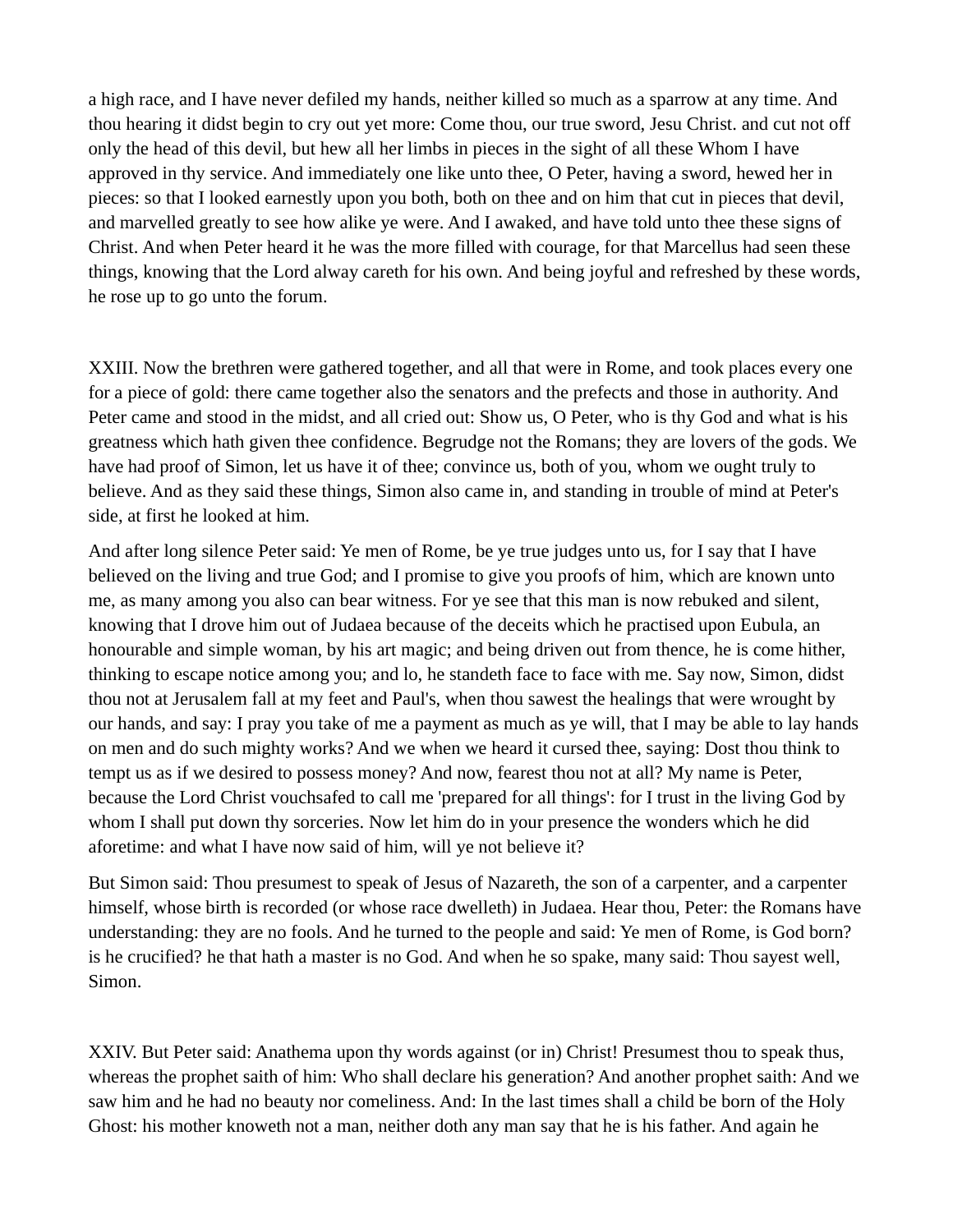a high race, and I have never defiled my hands, neither killed so much as a sparrow at any time. And thou hearing it didst begin to cry out yet more: Come thou, our true sword, Jesu Christ. and cut not off only the head of this devil, but hew all her limbs in pieces in the sight of all these Whom I have approved in thy service. And immediately one like unto thee, O Peter, having a sword, hewed her in pieces: so that I looked earnestly upon you both, both on thee and on him that cut in pieces that devil, and marvelled greatly to see how alike ye were. And I awaked, and have told unto thee these signs of Christ. And when Peter heard it he was the more filled with courage, for that Marcellus had seen these things, knowing that the Lord alway careth for his own. And being joyful and refreshed by these words, he rose up to go unto the forum.

XXIII. Now the brethren were gathered together, and all that were in Rome, and took places every one for a piece of gold: there came together also the senators and the prefects and those in authority. And Peter came and stood in the midst, and all cried out: Show us, O Peter, who is thy God and what is his greatness which hath given thee confidence. Begrudge not the Romans; they are lovers of the gods. We have had proof of Simon, let us have it of thee; convince us, both of you, whom we ought truly to believe. And as they said these things, Simon also came in, and standing in trouble of mind at Peter's side, at first he looked at him.

And after long silence Peter said: Ye men of Rome, be ye true judges unto us, for I say that I have believed on the living and true God; and I promise to give you proofs of him, which are known unto me, as many among you also can bear witness. For ye see that this man is now rebuked and silent, knowing that I drove him out of Judaea because of the deceits which he practised upon Eubula, an honourable and simple woman, by his art magic; and being driven out from thence, he is come hither, thinking to escape notice among you; and lo, he standeth face to face with me. Say now, Simon, didst thou not at Jerusalem fall at my feet and Paul's, when thou sawest the healings that were wrought by our hands, and say: I pray you take of me a payment as much as ye will, that I may be able to lay hands on men and do such mighty works? And we when we heard it cursed thee, saying: Dost thou think to tempt us as if we desired to possess money? And now, fearest thou not at all? My name is Peter, because the Lord Christ vouchsafed to call me 'prepared for all things': for I trust in the living God by whom I shall put down thy sorceries. Now let him do in your presence the wonders which he did aforetime: and what I have now said of him, will ye not believe it?

But Simon said: Thou presumest to speak of Jesus of Nazareth, the son of a carpenter, and a carpenter himself, whose birth is recorded (or whose race dwelleth) in Judaea. Hear thou, Peter: the Romans have understanding: they are no fools. And he turned to the people and said: Ye men of Rome, is God born? is he crucified? he that hath a master is no God. And when he so spake, many said: Thou sayest well, Simon.

XXIV. But Peter said: Anathema upon thy words against (or in) Christ! Presumest thou to speak thus, whereas the prophet saith of him: Who shall declare his generation? And another prophet saith: And we saw him and he had no beauty nor comeliness. And: In the last times shall a child be born of the Holy Ghost: his mother knoweth not a man, neither doth any man say that he is his father. And again he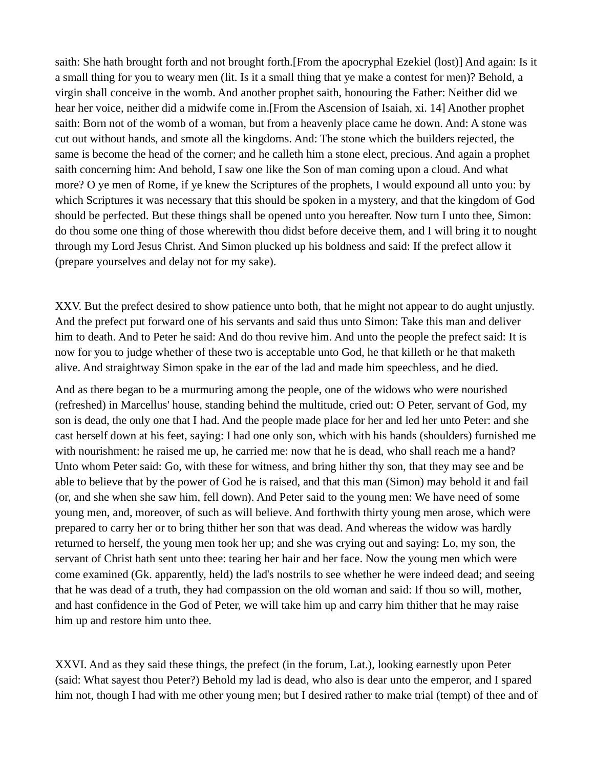saith: She hath brought forth and not brought forth.[From the apocryphal Ezekiel (lost)] And again: Is it a small thing for you to weary men (lit. Is it a small thing that ye make a contest for men)? Behold, a virgin shall conceive in the womb. And another prophet saith, honouring the Father: Neither did we hear her voice, neither did a midwife come in.[From the Ascension of Isaiah, xi. 14] Another prophet saith: Born not of the womb of a woman, but from a heavenly place came he down. And: A stone was cut out without hands, and smote all the kingdoms. And: The stone which the builders rejected, the same is become the head of the corner; and he calleth him a stone elect, precious. And again a prophet saith concerning him: And behold, I saw one like the Son of man coming upon a cloud. And what more? O ye men of Rome, if ye knew the Scriptures of the prophets, I would expound all unto you: by which Scriptures it was necessary that this should be spoken in a mystery, and that the kingdom of God should be perfected. But these things shall be opened unto you hereafter. Now turn I unto thee, Simon: do thou some one thing of those wherewith thou didst before deceive them, and I will bring it to nought through my Lord Jesus Christ. And Simon plucked up his boldness and said: If the prefect allow it (prepare yourselves and delay not for my sake).

XXV. But the prefect desired to show patience unto both, that he might not appear to do aught unjustly. And the prefect put forward one of his servants and said thus unto Simon: Take this man and deliver him to death. And to Peter he said: And do thou revive him. And unto the people the prefect said: It is now for you to judge whether of these two is acceptable unto God, he that killeth or he that maketh alive. And straightway Simon spake in the ear of the lad and made him speechless, and he died.

And as there began to be a murmuring among the people, one of the widows who were nourished (refreshed) in Marcellus' house, standing behind the multitude, cried out: O Peter, servant of God, my son is dead, the only one that I had. And the people made place for her and led her unto Peter: and she cast herself down at his feet, saying: I had one only son, which with his hands (shoulders) furnished me with nourishment: he raised me up, he carried me: now that he is dead, who shall reach me a hand? Unto whom Peter said: Go, with these for witness, and bring hither thy son, that they may see and be able to believe that by the power of God he is raised, and that this man (Simon) may behold it and fail (or, and she when she saw him, fell down). And Peter said to the young men: We have need of some young men, and, moreover, of such as will believe. And forthwith thirty young men arose, which were prepared to carry her or to bring thither her son that was dead. And whereas the widow was hardly returned to herself, the young men took her up; and she was crying out and saying: Lo, my son, the servant of Christ hath sent unto thee: tearing her hair and her face. Now the young men which were come examined (Gk. apparently, held) the lad's nostrils to see whether he were indeed dead; and seeing that he was dead of a truth, they had compassion on the old woman and said: If thou so will, mother, and hast confidence in the God of Peter, we will take him up and carry him thither that he may raise him up and restore him unto thee.

XXVI. And as they said these things, the prefect (in the forum, Lat.), looking earnestly upon Peter (said: What sayest thou Peter?) Behold my lad is dead, who also is dear unto the emperor, and I spared him not, though I had with me other young men; but I desired rather to make trial (tempt) of thee and of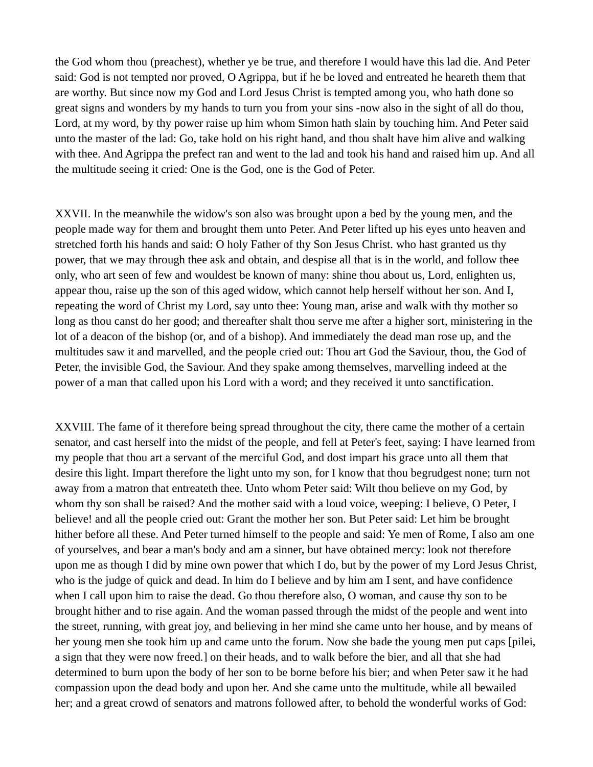the God whom thou (preachest), whether ye be true, and therefore I would have this lad die. And Peter said: God is not tempted nor proved, O Agrippa, but if he be loved and entreated he heareth them that are worthy. But since now my God and Lord Jesus Christ is tempted among you, who hath done so great signs and wonders by my hands to turn you from your sins -now also in the sight of all do thou, Lord, at my word, by thy power raise up him whom Simon hath slain by touching him. And Peter said unto the master of the lad: Go, take hold on his right hand, and thou shalt have him alive and walking with thee. And Agrippa the prefect ran and went to the lad and took his hand and raised him up. And all the multitude seeing it cried: One is the God, one is the God of Peter.

XXVII. In the meanwhile the widow's son also was brought upon a bed by the young men, and the people made way for them and brought them unto Peter. And Peter lifted up his eyes unto heaven and stretched forth his hands and said: O holy Father of thy Son Jesus Christ. who hast granted us thy power, that we may through thee ask and obtain, and despise all that is in the world, and follow thee only, who art seen of few and wouldest be known of many: shine thou about us, Lord, enlighten us, appear thou, raise up the son of this aged widow, which cannot help herself without her son. And I, repeating the word of Christ my Lord, say unto thee: Young man, arise and walk with thy mother so long as thou canst do her good; and thereafter shalt thou serve me after a higher sort, ministering in the lot of a deacon of the bishop (or, and of a bishop). And immediately the dead man rose up, and the multitudes saw it and marvelled, and the people cried out: Thou art God the Saviour, thou, the God of Peter, the invisible God, the Saviour. And they spake among themselves, marvelling indeed at the power of a man that called upon his Lord with a word; and they received it unto sanctification.

XXVIII. The fame of it therefore being spread throughout the city, there came the mother of a certain senator, and cast herself into the midst of the people, and fell at Peter's feet, saying: I have learned from my people that thou art a servant of the merciful God, and dost impart his grace unto all them that desire this light. Impart therefore the light unto my son, for I know that thou begrudgest none; turn not away from a matron that entreateth thee. Unto whom Peter said: Wilt thou believe on my God, by whom thy son shall be raised? And the mother said with a loud voice, weeping: I believe, O Peter, I believe! and all the people cried out: Grant the mother her son. But Peter said: Let him be brought hither before all these. And Peter turned himself to the people and said: Ye men of Rome, I also am one of yourselves, and bear a man's body and am a sinner, but have obtained mercy: look not therefore upon me as though I did by mine own power that which I do, but by the power of my Lord Jesus Christ, who is the judge of quick and dead. In him do I believe and by him am I sent, and have confidence when I call upon him to raise the dead. Go thou therefore also, O woman, and cause thy son to be brought hither and to rise again. And the woman passed through the midst of the people and went into the street, running, with great joy, and believing in her mind she came unto her house, and by means of her young men she took him up and came unto the forum. Now she bade the young men put caps [pilei, a sign that they were now freed.] on their heads, and to walk before the bier, and all that she had determined to burn upon the body of her son to be borne before his bier; and when Peter saw it he had compassion upon the dead body and upon her. And she came unto the multitude, while all bewailed her; and a great crowd of senators and matrons followed after, to behold the wonderful works of God: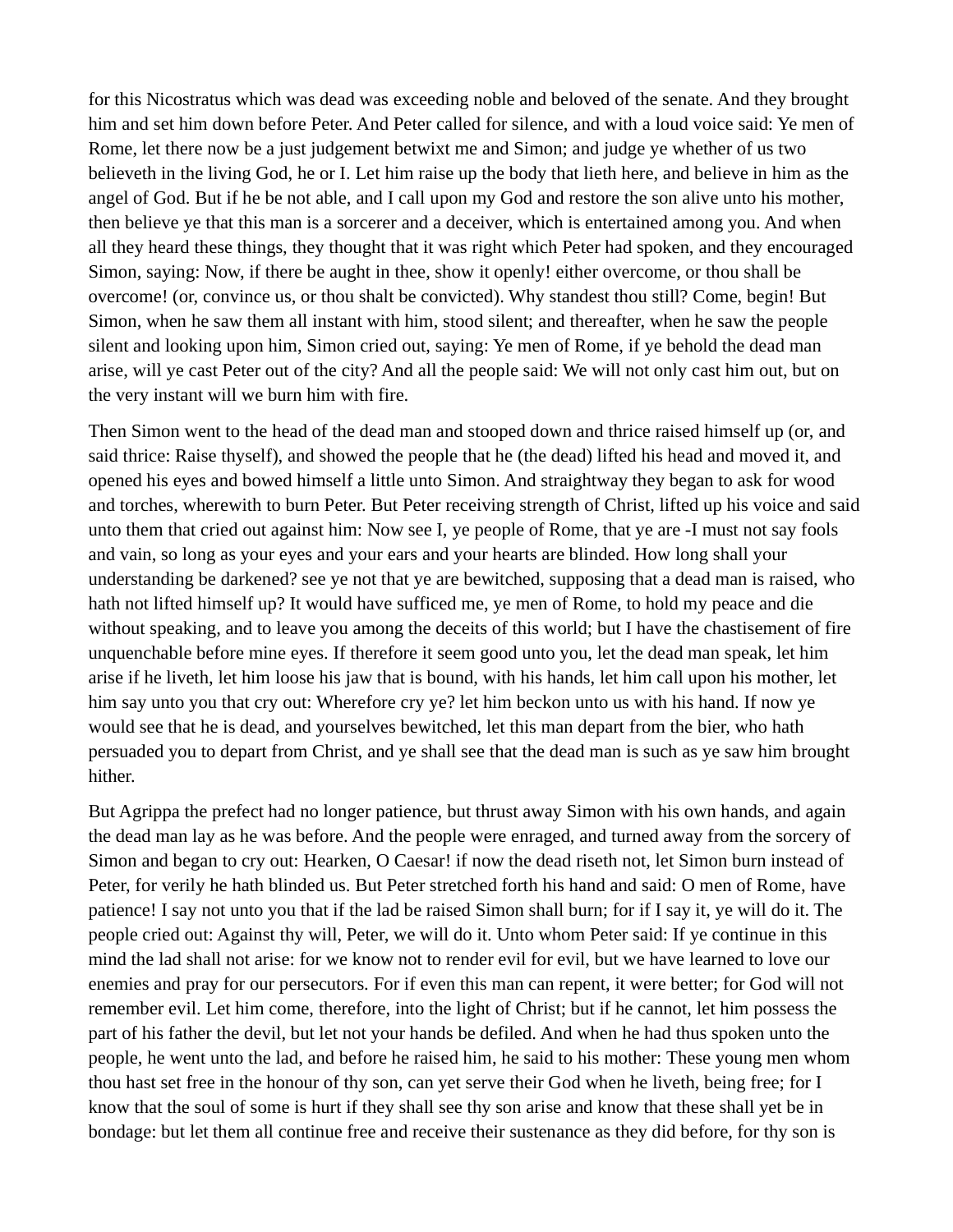for this Nicostratus which was dead was exceeding noble and beloved of the senate. And they brought him and set him down before Peter. And Peter called for silence, and with a loud voice said: Ye men of Rome, let there now be a just judgement betwixt me and Simon; and judge ye whether of us two believeth in the living God, he or I. Let him raise up the body that lieth here, and believe in him as the angel of God. But if he be not able, and I call upon my God and restore the son alive unto his mother, then believe ye that this man is a sorcerer and a deceiver, which is entertained among you. And when all they heard these things, they thought that it was right which Peter had spoken, and they encouraged Simon, saying: Now, if there be aught in thee, show it openly! either overcome, or thou shall be overcome! (or, convince us, or thou shalt be convicted). Why standest thou still? Come, begin! But Simon, when he saw them all instant with him, stood silent; and thereafter, when he saw the people silent and looking upon him, Simon cried out, saying: Ye men of Rome, if ye behold the dead man arise, will ye cast Peter out of the city? And all the people said: We will not only cast him out, but on the very instant will we burn him with fire.

Then Simon went to the head of the dead man and stooped down and thrice raised himself up (or, and said thrice: Raise thyself), and showed the people that he (the dead) lifted his head and moved it, and opened his eyes and bowed himself a little unto Simon. And straightway they began to ask for wood and torches, wherewith to burn Peter. But Peter receiving strength of Christ, lifted up his voice and said unto them that cried out against him: Now see I, ye people of Rome, that ye are -I must not say fools and vain, so long as your eyes and your ears and your hearts are blinded. How long shall your understanding be darkened? see ye not that ye are bewitched, supposing that a dead man is raised, who hath not lifted himself up? It would have sufficed me, ye men of Rome, to hold my peace and die without speaking, and to leave you among the deceits of this world; but I have the chastisement of fire unquenchable before mine eyes. If therefore it seem good unto you, let the dead man speak, let him arise if he liveth, let him loose his jaw that is bound, with his hands, let him call upon his mother, let him say unto you that cry out: Wherefore cry ye? let him beckon unto us with his hand. If now ye would see that he is dead, and yourselves bewitched, let this man depart from the bier, who hath persuaded you to depart from Christ, and ye shall see that the dead man is such as ye saw him brought hither.

But Agrippa the prefect had no longer patience, but thrust away Simon with his own hands, and again the dead man lay as he was before. And the people were enraged, and turned away from the sorcery of Simon and began to cry out: Hearken, O Caesar! if now the dead riseth not, let Simon burn instead of Peter, for verily he hath blinded us. But Peter stretched forth his hand and said: O men of Rome, have patience! I say not unto you that if the lad be raised Simon shall burn; for if I say it, ye will do it. The people cried out: Against thy will, Peter, we will do it. Unto whom Peter said: If ye continue in this mind the lad shall not arise: for we know not to render evil for evil, but we have learned to love our enemies and pray for our persecutors. For if even this man can repent, it were better; for God will not remember evil. Let him come, therefore, into the light of Christ; but if he cannot, let him possess the part of his father the devil, but let not your hands be defiled. And when he had thus spoken unto the people, he went unto the lad, and before he raised him, he said to his mother: These young men whom thou hast set free in the honour of thy son, can yet serve their God when he liveth, being free; for I know that the soul of some is hurt if they shall see thy son arise and know that these shall yet be in bondage: but let them all continue free and receive their sustenance as they did before, for thy son is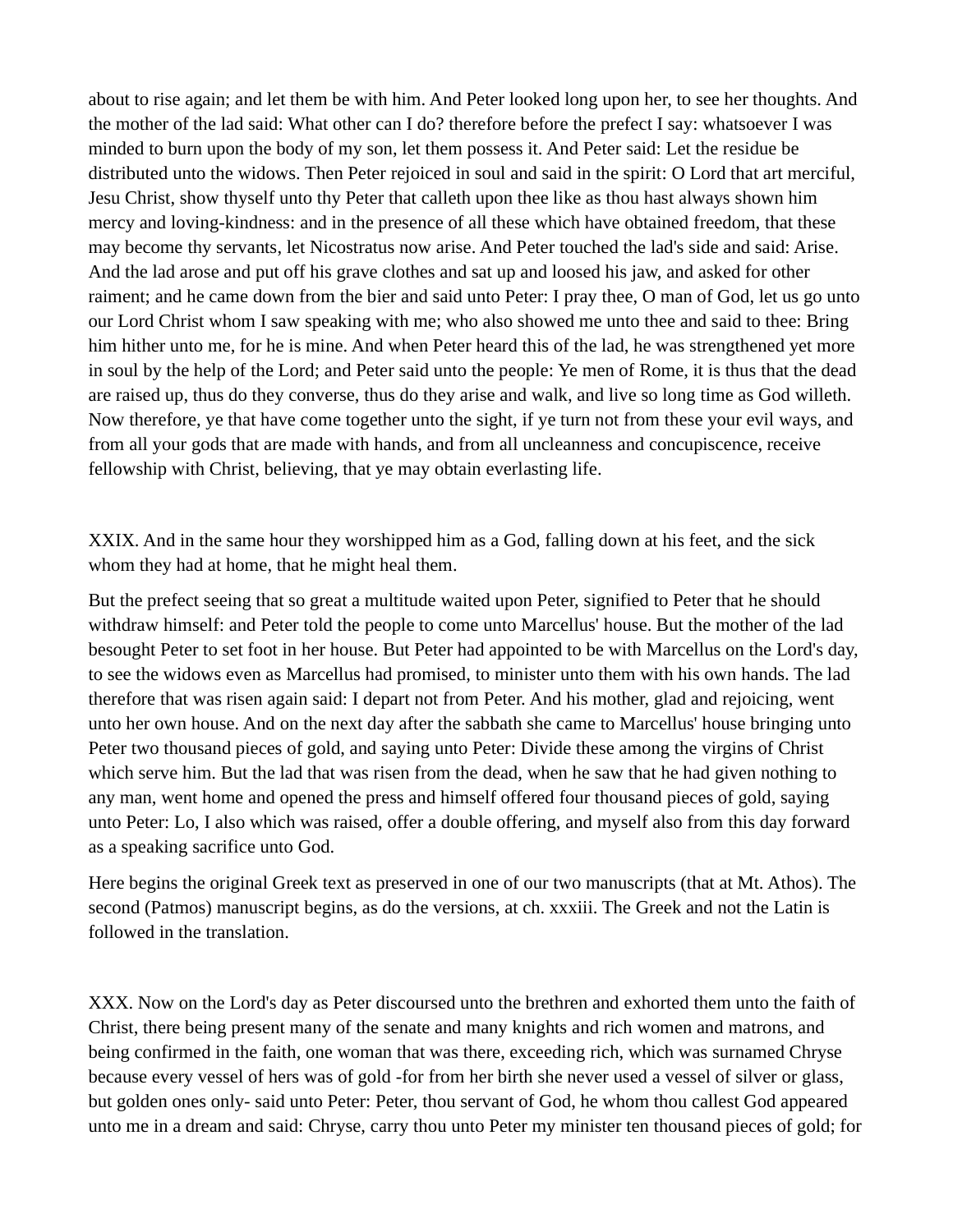about to rise again; and let them be with him. And Peter looked long upon her, to see her thoughts. And the mother of the lad said: What other can I do? therefore before the prefect I say: whatsoever I was minded to burn upon the body of my son, let them possess it. And Peter said: Let the residue be distributed unto the widows. Then Peter rejoiced in soul and said in the spirit: O Lord that art merciful, Jesu Christ, show thyself unto thy Peter that calleth upon thee like as thou hast always shown him mercy and loving-kindness: and in the presence of all these which have obtained freedom, that these may become thy servants, let Nicostratus now arise. And Peter touched the lad's side and said: Arise. And the lad arose and put off his grave clothes and sat up and loosed his jaw, and asked for other raiment; and he came down from the bier and said unto Peter: I pray thee, O man of God, let us go unto our Lord Christ whom I saw speaking with me; who also showed me unto thee and said to thee: Bring him hither unto me, for he is mine. And when Peter heard this of the lad, he was strengthened yet more in soul by the help of the Lord; and Peter said unto the people: Ye men of Rome, it is thus that the dead are raised up, thus do they converse, thus do they arise and walk, and live so long time as God willeth. Now therefore, ye that have come together unto the sight, if ye turn not from these your evil ways, and from all your gods that are made with hands, and from all uncleanness and concupiscence, receive fellowship with Christ, believing, that ye may obtain everlasting life.

XXIX. And in the same hour they worshipped him as a God, falling down at his feet, and the sick whom they had at home, that he might heal them.

But the prefect seeing that so great a multitude waited upon Peter, signified to Peter that he should withdraw himself: and Peter told the people to come unto Marcellus' house. But the mother of the lad besought Peter to set foot in her house. But Peter had appointed to be with Marcellus on the Lord's day, to see the widows even as Marcellus had promised, to minister unto them with his own hands. The lad therefore that was risen again said: I depart not from Peter. And his mother, glad and rejoicing, went unto her own house. And on the next day after the sabbath she came to Marcellus' house bringing unto Peter two thousand pieces of gold, and saying unto Peter: Divide these among the virgins of Christ which serve him. But the lad that was risen from the dead, when he saw that he had given nothing to any man, went home and opened the press and himself offered four thousand pieces of gold, saying unto Peter: Lo, I also which was raised, offer a double offering, and myself also from this day forward as a speaking sacrifice unto God.

Here begins the original Greek text as preserved in one of our two manuscripts (that at Mt. Athos). The second (Patmos) manuscript begins, as do the versions, at ch. xxxiii. The Greek and not the Latin is followed in the translation.

XXX. Now on the Lord's day as Peter discoursed unto the brethren and exhorted them unto the faith of Christ, there being present many of the senate and many knights and rich women and matrons, and being confirmed in the faith, one woman that was there, exceeding rich, which was surnamed Chryse because every vessel of hers was of gold -for from her birth she never used a vessel of silver or glass, but golden ones only- said unto Peter: Peter, thou servant of God, he whom thou callest God appeared unto me in a dream and said: Chryse, carry thou unto Peter my minister ten thousand pieces of gold; for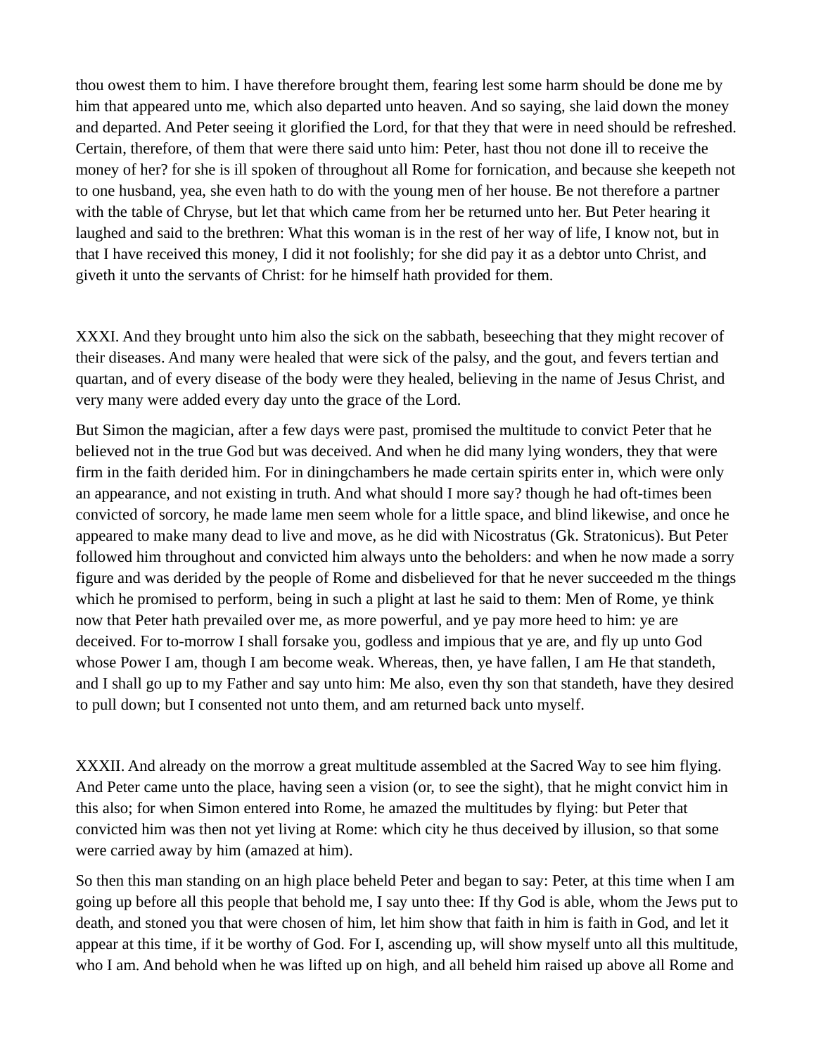thou owest them to him. I have therefore brought them, fearing lest some harm should be done me by him that appeared unto me, which also departed unto heaven. And so saying, she laid down the money and departed. And Peter seeing it glorified the Lord, for that they that were in need should be refreshed. Certain, therefore, of them that were there said unto him: Peter, hast thou not done ill to receive the money of her? for she is ill spoken of throughout all Rome for fornication, and because she keepeth not to one husband, yea, she even hath to do with the young men of her house. Be not therefore a partner with the table of Chryse, but let that which came from her be returned unto her. But Peter hearing it laughed and said to the brethren: What this woman is in the rest of her way of life, I know not, but in that I have received this money, I did it not foolishly; for she did pay it as a debtor unto Christ, and giveth it unto the servants of Christ: for he himself hath provided for them.

XXXI. And they brought unto him also the sick on the sabbath, beseeching that they might recover of their diseases. And many were healed that were sick of the palsy, and the gout, and fevers tertian and quartan, and of every disease of the body were they healed, believing in the name of Jesus Christ, and very many were added every day unto the grace of the Lord.

But Simon the magician, after a few days were past, promised the multitude to convict Peter that he believed not in the true God but was deceived. And when he did many lying wonders, they that were firm in the faith derided him. For in diningchambers he made certain spirits enter in, which were only an appearance, and not existing in truth. And what should I more say? though he had oft-times been convicted of sorcory, he made lame men seem whole for a little space, and blind likewise, and once he appeared to make many dead to live and move, as he did with Nicostratus (Gk. Stratonicus). But Peter followed him throughout and convicted him always unto the beholders: and when he now made a sorry figure and was derided by the people of Rome and disbelieved for that he never succeeded m the things which he promised to perform, being in such a plight at last he said to them: Men of Rome, ye think now that Peter hath prevailed over me, as more powerful, and ye pay more heed to him: ye are deceived. For to-morrow I shall forsake you, godless and impious that ye are, and fly up unto God whose Power I am, though I am become weak. Whereas, then, ye have fallen, I am He that standeth, and I shall go up to my Father and say unto him: Me also, even thy son that standeth, have they desired to pull down; but I consented not unto them, and am returned back unto myself.

XXXII. And already on the morrow a great multitude assembled at the Sacred Way to see him flying. And Peter came unto the place, having seen a vision (or, to see the sight), that he might convict him in this also; for when Simon entered into Rome, he amazed the multitudes by flying: but Peter that convicted him was then not yet living at Rome: which city he thus deceived by illusion, so that some were carried away by him (amazed at him).

So then this man standing on an high place beheld Peter and began to say: Peter, at this time when I am going up before all this people that behold me, I say unto thee: If thy God is able, whom the Jews put to death, and stoned you that were chosen of him, let him show that faith in him is faith in God, and let it appear at this time, if it be worthy of God. For I, ascending up, will show myself unto all this multitude, who I am. And behold when he was lifted up on high, and all beheld him raised up above all Rome and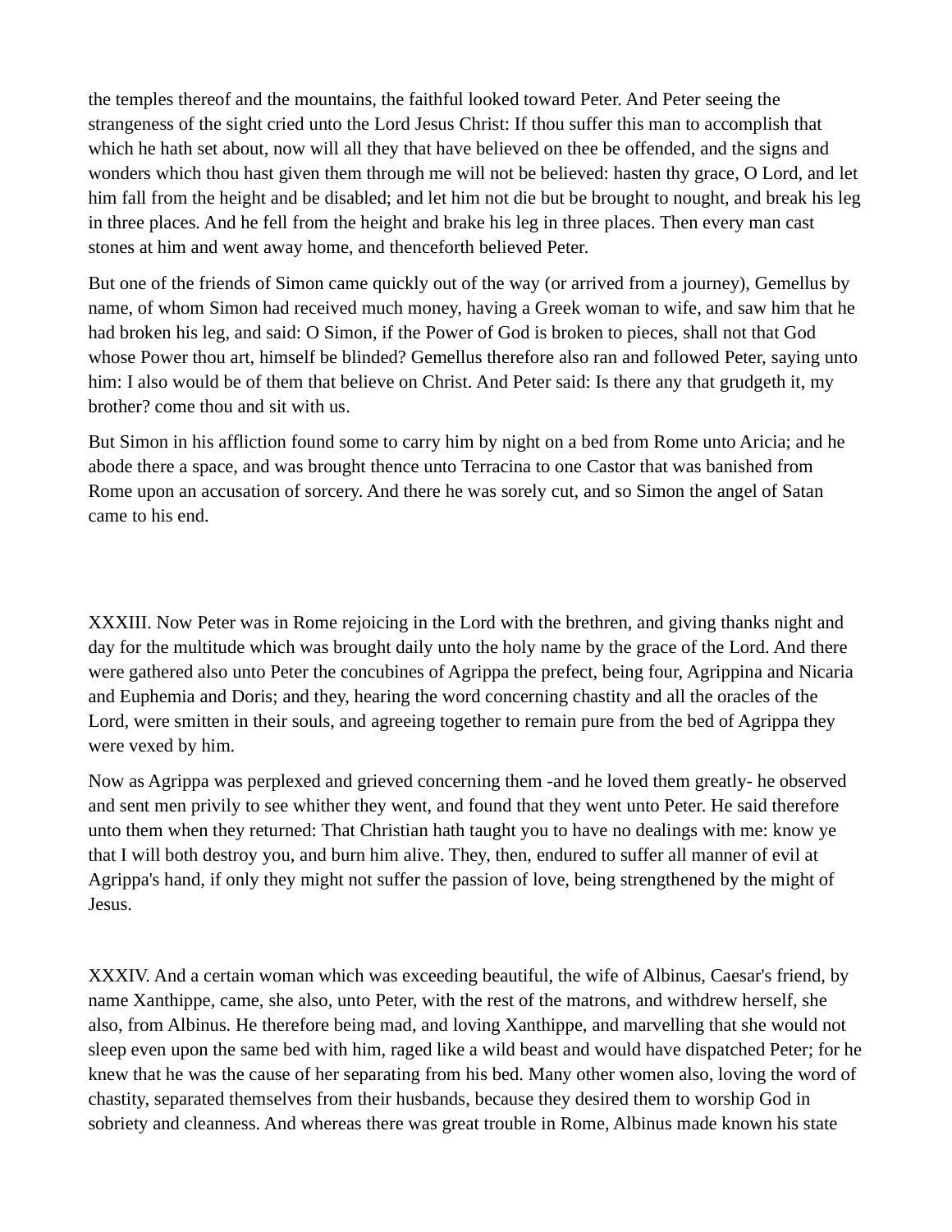the temples thereof and the mountains, the faithful looked toward Peter. And Peter seeing the strangeness of the sight cried unto the Lord Jesus Christ: If thou suffer this man to accomplish that which he hath set about, now will all they that have believed on thee be offended, and the signs and wonders which thou hast given them through me will not be believed: hasten thy grace, O Lord, and let him fall from the height and be disabled; and let him not die but be brought to nought, and break his leg in three places. And he fell from the height and brake his leg in three places. Then every man cast stones at him and went away home, and thenceforth believed Peter.

But one of the friends of Simon came quickly out of the way (or arrived from a journey), Gemellus by name, of whom Simon had received much money, having a Greek woman to wife, and saw him that he had broken his leg, and said: O Simon, if the Power of God is broken to pieces, shall not that God whose Power thou art, himself be blinded? Gemellus therefore also ran and followed Peter, saying unto him: I also would be of them that believe on Christ. And Peter said: Is there any that grudgeth it, my brother? come thou and sit with us.

But Simon in his affliction found some to carry him by night on a bed from Rome unto Aricia; and he abode there a space, and was brought thence unto Terracina to one Castor that was banished from Rome upon an accusation of sorcery. And there he was sorely cut, and so Simon the angel of Satan came to his end.

XXXIII. Now Peter was in Rome rejoicing in the Lord with the brethren, and giving thanks night and day for the multitude which was brought daily unto the holy name by the grace of the Lord. And there were gathered also unto Peter the concubines of Agrippa the prefect, being four, Agrippina and Nicaria and Euphemia and Doris; and they, hearing the word concerning chastity and all the oracles of the Lord, were smitten in their souls, and agreeing together to remain pure from the bed of Agrippa they were vexed by him.

Now as Agrippa was perplexed and grieved concerning them -and he loved them greatly- he observed and sent men privily to see whither they went, and found that they went unto Peter. He said therefore unto them when they returned: That Christian hath taught you to have no dealings with me: know ye that I will both destroy you, and burn him alive. They, then, endured to suffer all manner of evil at Agrippa's hand, if only they might not suffer the passion of love, being strengthened by the might of Jesus.

XXXIV. And a certain woman which was exceeding beautiful, the wife of Albinus, Caesar's friend, by name Xanthippe, came, she also, unto Peter, with the rest of the matrons, and withdrew herself, she also, from Albinus. He therefore being mad, and loving Xanthippe, and marvelling that she would not sleep even upon the same bed with him, raged like a wild beast and would have dispatched Peter; for he knew that he was the cause of her separating from his bed. Many other women also, loving the word of chastity, separated themselves from their husbands, because they desired them to worship God in sobriety and cleanness. And whereas there was great trouble in Rome, Albinus made known his state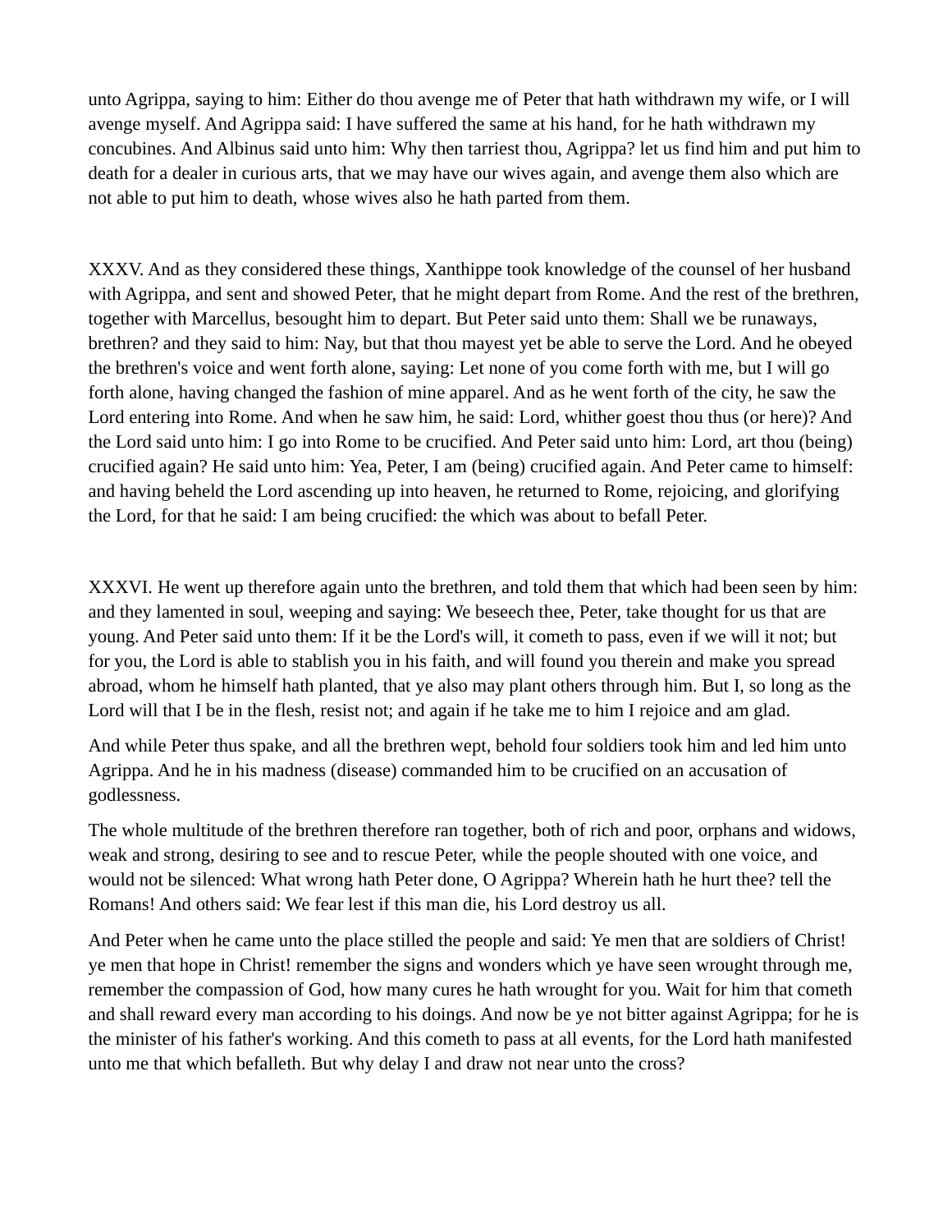unto Agrippa, saying to him: Either do thou avenge me of Peter that hath withdrawn my wife, or I will avenge myself. And Agrippa said: I have suffered the same at his hand, for he hath withdrawn my concubines. And Albinus said unto him: Why then tarriest thou, Agrippa? let us find him and put him to death for a dealer in curious arts, that we may have our wives again, and avenge them also which are not able to put him to death, whose wives also he hath parted from them.

XXXV. And as they considered these things, Xanthippe took knowledge of the counsel of her husband with Agrippa, and sent and showed Peter, that he might depart from Rome. And the rest of the brethren, together with Marcellus, besought him to depart. But Peter said unto them: Shall we be runaways, brethren? and they said to him: Nay, but that thou mayest yet be able to serve the Lord. And he obeyed the brethren's voice and went forth alone, saying: Let none of you come forth with me, but I will go forth alone, having changed the fashion of mine apparel. And as he went forth of the city, he saw the Lord entering into Rome. And when he saw him, he said: Lord, whither goest thou thus (or here)? And the Lord said unto him: I go into Rome to be crucified. And Peter said unto him: Lord, art thou (being) crucified again? He said unto him: Yea, Peter, I am (being) crucified again. And Peter came to himself: and having beheld the Lord ascending up into heaven, he returned to Rome, rejoicing, and glorifying the Lord, for that he said: I am being crucified: the which was about to befall Peter.

XXXVI. He went up therefore again unto the brethren, and told them that which had been seen by him: and they lamented in soul, weeping and saying: We beseech thee, Peter, take thought for us that are young. And Peter said unto them: If it be the Lord's will, it cometh to pass, even if we will it not; but for you, the Lord is able to stablish you in his faith, and will found you therein and make you spread abroad, whom he himself hath planted, that ye also may plant others through him. But I, so long as the Lord will that I be in the flesh, resist not; and again if he take me to him I rejoice and am glad.

And while Peter thus spake, and all the brethren wept, behold four soldiers took him and led him unto Agrippa. And he in his madness (disease) commanded him to be crucified on an accusation of godlessness.

The whole multitude of the brethren therefore ran together, both of rich and poor, orphans and widows, weak and strong, desiring to see and to rescue Peter, while the people shouted with one voice, and would not be silenced: What wrong hath Peter done, O Agrippa? Wherein hath he hurt thee? tell the Romans! And others said: We fear lest if this man die, his Lord destroy us all.

And Peter when he came unto the place stilled the people and said: Ye men that are soldiers of Christ! ye men that hope in Christ! remember the signs and wonders which ye have seen wrought through me, remember the compassion of God, how many cures he hath wrought for you. Wait for him that cometh and shall reward every man according to his doings. And now be ye not bitter against Agrippa; for he is the minister of his father's working. And this cometh to pass at all events, for the Lord hath manifested unto me that which befalleth. But why delay I and draw not near unto the cross?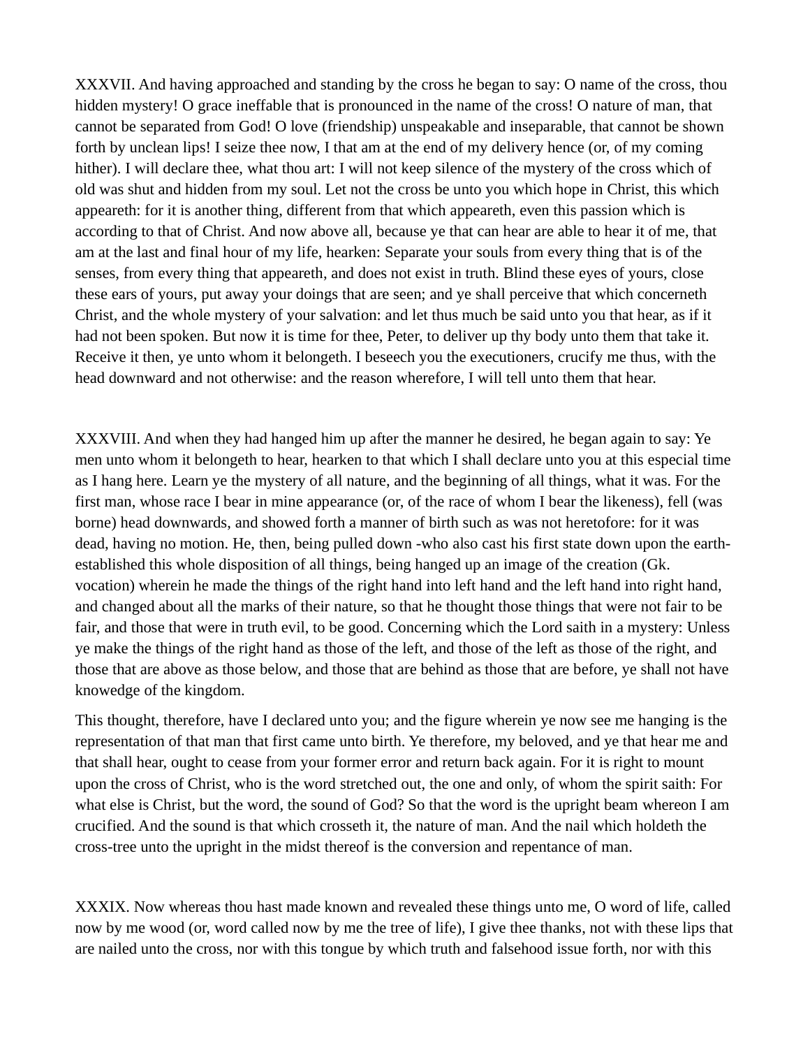XXXVII. And having approached and standing by the cross he began to say: O name of the cross, thou hidden mystery! O grace ineffable that is pronounced in the name of the cross! O nature of man, that cannot be separated from God! O love (friendship) unspeakable and inseparable, that cannot be shown forth by unclean lips! I seize thee now, I that am at the end of my delivery hence (or, of my coming hither). I will declare thee, what thou art: I will not keep silence of the mystery of the cross which of old was shut and hidden from my soul. Let not the cross be unto you which hope in Christ, this which appeareth: for it is another thing, different from that which appeareth, even this passion which is according to that of Christ. And now above all, because ye that can hear are able to hear it of me, that am at the last and final hour of my life, hearken: Separate your souls from every thing that is of the senses, from every thing that appeareth, and does not exist in truth. Blind these eyes of yours, close these ears of yours, put away your doings that are seen; and ye shall perceive that which concerneth Christ, and the whole mystery of your salvation: and let thus much be said unto you that hear, as if it had not been spoken. But now it is time for thee, Peter, to deliver up thy body unto them that take it. Receive it then, ye unto whom it belongeth. I beseech you the executioners, crucify me thus, with the head downward and not otherwise: and the reason wherefore, I will tell unto them that hear.

XXXVIII. And when they had hanged him up after the manner he desired, he began again to say: Ye men unto whom it belongeth to hear, hearken to that which I shall declare unto you at this especial time as I hang here. Learn ye the mystery of all nature, and the beginning of all things, what it was. For the first man, whose race I bear in mine appearance (or, of the race of whom I bear the likeness), fell (was borne) head downwards, and showed forth a manner of birth such as was not heretofore: for it was dead, having no motion. He, then, being pulled down -who also cast his first state down upon the earth- established this whole disposition of all things, being hanged up an image of the creation (Gk. vocation) wherein he made the things of the right hand into left hand and the left hand into right hand, and changed about all the marks of their nature, so that he thought those things that were not fair to be fair, and those that were in truth evil, to be good. Concerning which the Lord saith in a mystery: Unless ye make the things of the right hand as those of the left, and those of the left as those of the right, and those that are above as those below, and those that are behind as those that are before, ye shall not have knowedge of the kingdom.

This thought, therefore, have I declared unto you; and the figure wherein ye now see me hanging is the representation of that man that first came unto birth. Ye therefore, my beloved, and ye that hear me and that shall hear, ought to cease from your former error and return back again. For it is right to mount upon the cross of Christ, who is the word stretched out, the one and only, of whom the spirit saith: For what else is Christ, but the word, the sound of God? So that the word is the upright beam whereon I am crucified. And the sound is that which crosseth it, the nature of man. And the nail which holdeth the cross-tree unto the upright in the midst thereof is the conversion and repentance of man.

XXXIX. Now whereas thou hast made known and revealed these things unto me, O word of life, called now by me wood (or, word called now by me the tree of life), I give thee thanks, not with these lips that are nailed unto the cross, nor with this tongue by which truth and falsehood issue forth, nor with this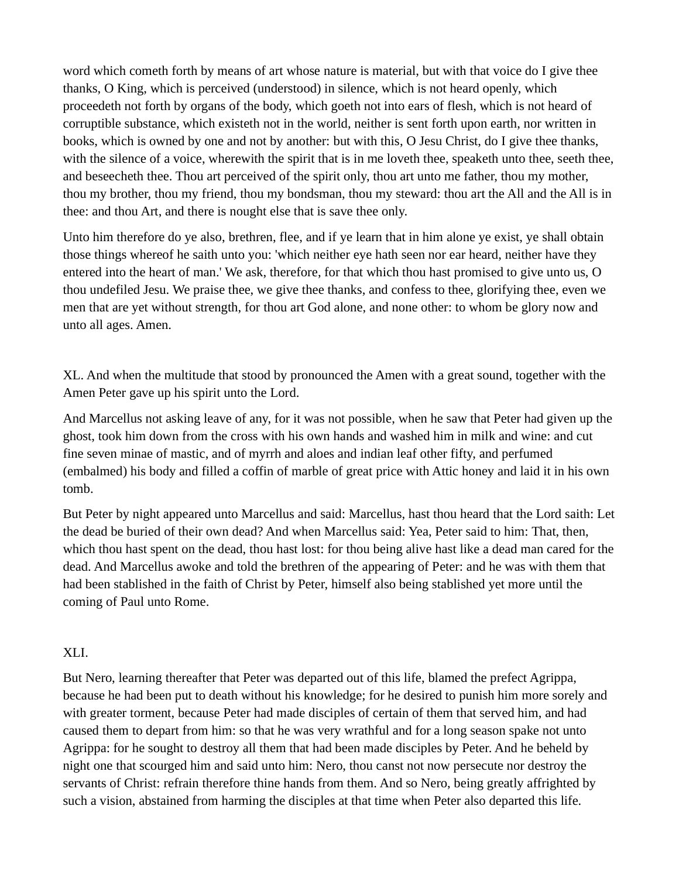word which cometh forth by means of art whose nature is material, but with that voice do I give thee thanks, O King, which is perceived (understood) in silence, which is not heard openly, which proceedeth not forth by organs of the body, which goeth not into ears of flesh, which is not heard of corruptible substance, which existeth not in the world, neither is sent forth upon earth, nor written in books, which is owned by one and not by another: but with this, O Jesu Christ, do I give thee thanks, with the silence of a voice, wherewith the spirit that is in me loveth thee, speaketh unto thee, seeth thee, and beseecheth thee. Thou art perceived of the spirit only, thou art unto me father, thou my mother, thou my brother, thou my friend, thou my bondsman, thou my steward: thou art the All and the All is in thee: and thou Art, and there is nought else that is save thee only.

Unto him therefore do ye also, brethren, flee, and if ye learn that in him alone ye exist, ye shall obtain those things whereof he saith unto you: 'which neither eye hath seen nor ear heard, neither have they entered into the heart of man.' We ask, therefore, for that which thou hast promised to give unto us, O thou undefiled Jesu. We praise thee, we give thee thanks, and confess to thee, glorifying thee, even we men that are yet without strength, for thou art God alone, and none other: to whom be glory now and unto all ages. Amen.

XL. And when the multitude that stood by pronounced the Amen with a great sound, together with the Amen Peter gave up his spirit unto the Lord.

And Marcellus not asking leave of any, for it was not possible, when he saw that Peter had given up the ghost, took him down from the cross with his own hands and washed him in milk and wine: and cut fine seven minae of mastic, and of myrrh and aloes and indian leaf other fifty, and perfumed (embalmed) his body and filled a coffin of marble of great price with Attic honey and laid it in his own tomb.

But Peter by night appeared unto Marcellus and said: Marcellus, hast thou heard that the Lord saith: Let the dead be buried of their own dead? And when Marcellus said: Yea, Peter said to him: That, then, which thou hast spent on the dead, thou hast lost: for thou being alive hast like a dead man cared for the dead. And Marcellus awoke and told the brethren of the appearing of Peter: and he was with them that had been stablished in the faith of Christ by Peter, himself also being stablished yet more until the coming of Paul unto Rome.

XLI.

But Nero, learning thereafter that Peter was departed out of this life, blamed the prefect Agrippa, because he had been put to death without his knowledge; for he desired to punish him more sorely and with greater torment, because Peter had made disciples of certain of them that served him, and had caused them to depart from him: so that he was very wrathful and for a long season spake not unto Agrippa: for he sought to destroy all them that had been made disciples by Peter. And he beheld by night one that scourged him and said unto him: Nero, thou canst not now persecute nor destroy the servants of Christ: refrain therefore thine hands from them. And so Nero, being greatly affrighted by such a vision, abstained from harming the disciples at that time when Peter also departed this life.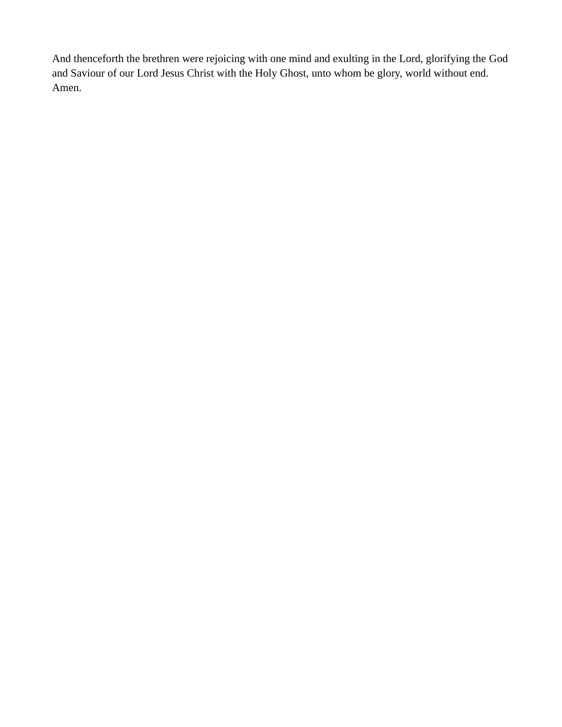And thenceforth the brethren were rejoicing with one mind and exulting in the Lord, glorifying the God and Saviour of our Lord Jesus Christ with the Holy Ghost, unto whom be glory, world without end. Amen.